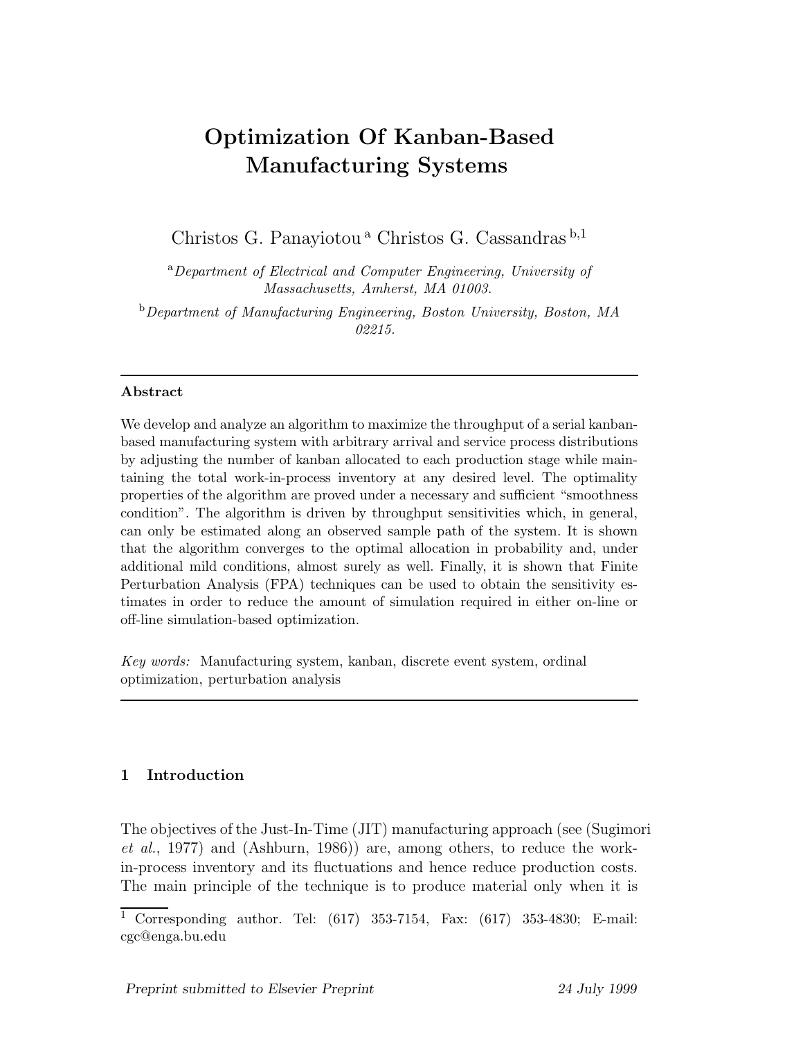# Optimization Of Kanban-Based Manufacturing Systems

Christos G. Panayiotou [a] Christos G. Cassandras [b,1]

[a] *Department of Electrical and Computer Engineering, University of Massachusetts, Amherst, MA 01003.*

[b] *Department of Manufacturing Engineering, Boston University, Boston, MA 02215.*

---

**Abstract**

We develop and analyze an algorithm to maximize the throughput of a serial kanban-based manufacturing system with arbitrary arrival and service process distributions by adjusting the number of kanban allocated to each production stage while maintaining the total work-in-process inventory at any desired level. The optimality properties of the algorithm are proved under a necessary and sufficient "smoothness condition". The algorithm is driven by throughput sensitivities which, in general, can only be estimated along an observed sample path of the system. It is shown that the algorithm converges to the optimal allocation in probability and, under additional mild conditions, almost surely as well. Finally, it is shown that Finite Perturbation Analysis (FPA) techniques can be used to obtain the sensitivity estimates in order to reduce the amount of simulation required in either on-line or off-line simulation-based optimization.

*Key words:* Manufacturing system, kanban, discrete event system, ordinal optimization, perturbation analysis

---

## 1 Introduction

The objectives of the Just-In-Time (JIT) manufacturing approach (see (Sugimori *et al.*, 1977) and (Ashburn, 1986)) are, among others, to reduce the work-in-process inventory and its fluctuations and hence reduce production costs. The main principle of the technique is to produce material only when it is

---

[1] Corresponding author. Tel: (617) 353-7154, Fax: (617) 353-4830; E-mail: cgc@enga.bu.edu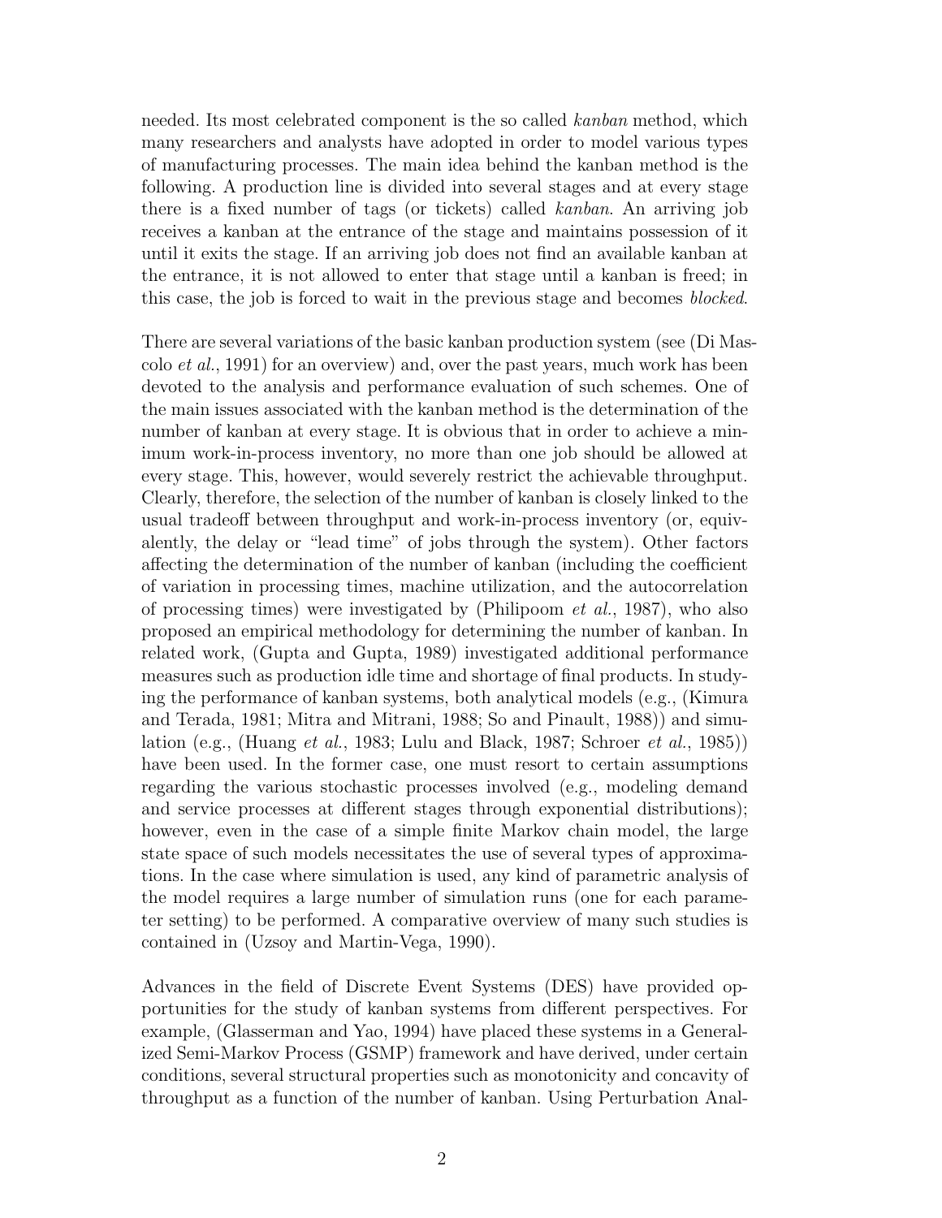needed. Its most celebrated component is the so called *kanban* method, which many researchers and analysts have adopted in order to model various types of manufacturing processes. The main idea behind the kanban method is the following. A production line is divided into several stages and at every stage there is a fixed number of tags (or tickets) called *kanban*. An arriving job receives a kanban at the entrance of the stage and maintains possession of it until it exits the stage. If an arriving job does not find an available kanban at the entrance, it is not allowed to enter that stage until a kanban is freed; in this case, the job is forced to wait in the previous stage and becomes *blocked*.

There are several variations of the basic kanban production system (see (Di Mascolo *et al.*, 1991) for an overview) and, over the past years, much work has been devoted to the analysis and performance evaluation of such schemes. One of the main issues associated with the kanban method is the determination of the number of kanban at every stage. It is obvious that in order to achieve a minimum work-in-process inventory, no more than one job should be allowed at every stage. This, however, would severely restrict the achievable throughput. Clearly, therefore, the selection of the number of kanban is closely linked to the usual tradeoff between throughput and work-in-process inventory (or, equivalently, the delay or "lead time" of jobs through the system). Other factors affecting the determination of the number of kanban (including the coefficient of variation in processing times, machine utilization, and the autocorrelation of processing times) were investigated by (Philipoom *et al.*, 1987), who also proposed an empirical methodology for determining the number of kanban. In related work, (Gupta and Gupta, 1989) investigated additional performance measures such as production idle time and shortage of final products. In studying the performance of kanban systems, both analytical models (e.g., (Kimura and Terada, 1981; Mitra and Mitrani, 1988; So and Pinault, 1988)) and simulation (e.g., (Huang *et al.*, 1983; Lulu and Black, 1987; Schroer *et al.*, 1985)) have been used. In the former case, one must resort to certain assumptions regarding the various stochastic processes involved (e.g., modeling demand and service processes at different stages through exponential distributions); however, even in the case of a simple finite Markov chain model, the large state space of such models necessitates the use of several types of approximations. In the case where simulation is used, any kind of parametric analysis of the model requires a large number of simulation runs (one for each parameter setting) to be performed. A comparative overview of many such studies is contained in (Uzsoy and Martin-Vega, 1990).

Advances in the field of Discrete Event Systems (DES) have provided opportunities for the study of kanban systems from different perspectives. For example, (Glasserman and Yao, 1994) have placed these systems in a Generalized Semi-Markov Process (GSMP) framework and have derived, under certain conditions, several structural properties such as monotonicity and concavity of throughput as a function of the number of kanban. Using Perturbation Anal-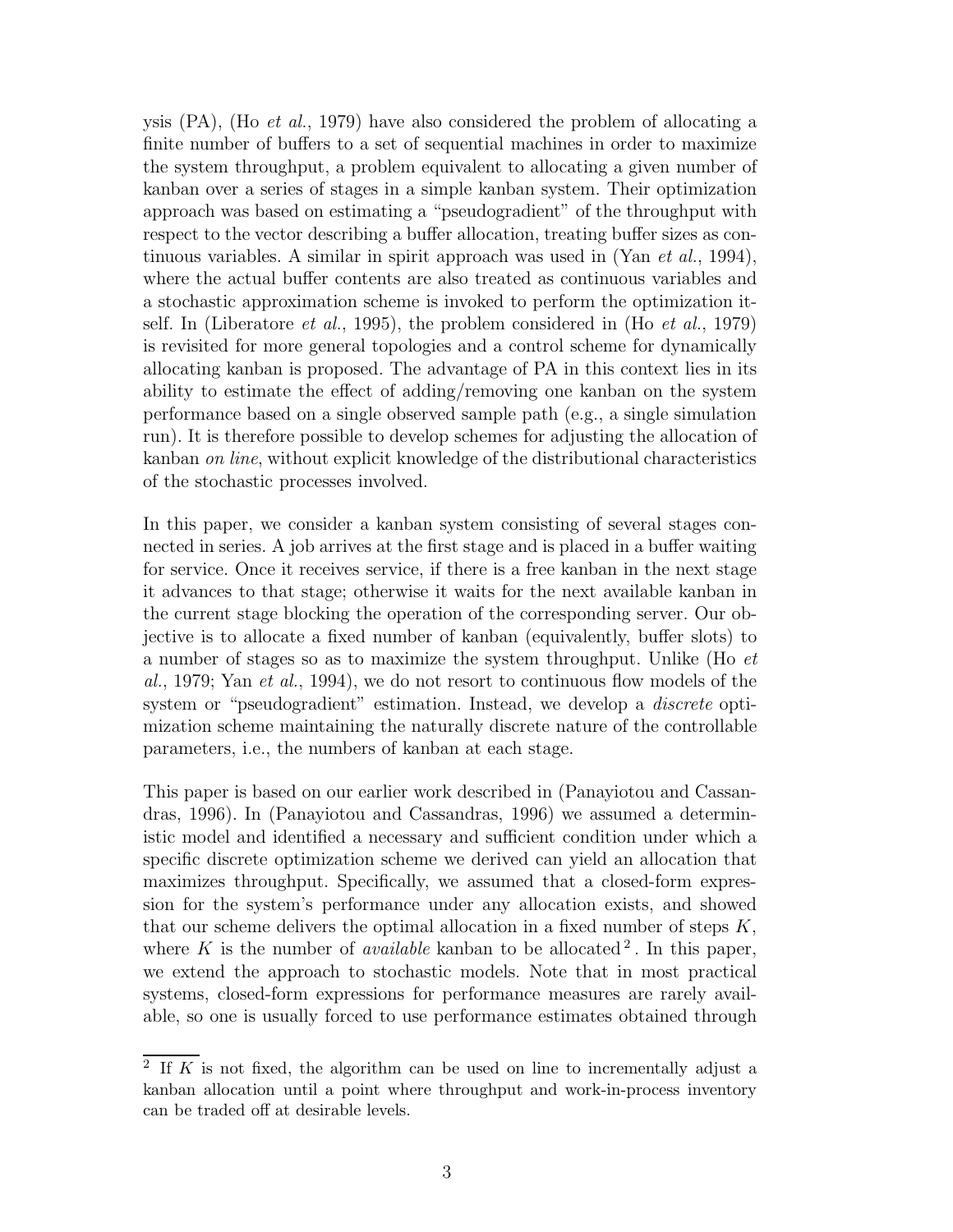ysis (PA), (Ho *et al.*, 1979) have also considered the problem of allocating a finite number of buffers to a set of sequential machines in order to maximize the system throughput, a problem equivalent to allocating a given number of kanban over a series of stages in a simple kanban system. Their optimization approach was based on estimating a "pseudogradient" of the throughput with respect to the vector describing a buffer allocation, treating buffer sizes as continuous variables. A similar in spirit approach was used in (Yan *et al.*, 1994), where the actual buffer contents are also treated as continuous variables and a stochastic approximation scheme is invoked to perform the optimization itself. In (Liberatore *et al.*, 1995), the problem considered in (Ho *et al.*, 1979) is revisited for more general topologies and a control scheme for dynamically allocating kanban is proposed. The advantage of PA in this context lies in its ability to estimate the effect of adding/removing one kanban on the system performance based on a single observed sample path (e.g., a single simulation run). It is therefore possible to develop schemes for adjusting the allocation of kanban *on line*, without explicit knowledge of the distributional characteristics of the stochastic processes involved.

In this paper, we consider a kanban system consisting of several stages connected in series. A job arrives at the first stage and is placed in a buffer waiting for service. Once it receives service, if there is a free kanban in the next stage it advances to that stage; otherwise it waits for the next available kanban in the current stage blocking the operation of the corresponding server. Our objective is to allocate a fixed number of kanban (equivalently, buffer slots) to a number of stages so as to maximize the system throughput. Unlike (Ho *et al.*, 1979; Yan *et al.*, 1994), we do not resort to continuous flow models of the system or "pseudogradient" estimation. Instead, we develop a *discrete* optimization scheme maintaining the naturally discrete nature of the controllable parameters, i.e., the numbers of kanban at each stage.

This paper is based on our earlier work described in (Panayiotou and Cassandras, 1996). In (Panayiotou and Cassandras, 1996) we assumed a deterministic model and identified a necessary and sufficient condition under which a specific discrete optimization scheme we derived can yield an allocation that maximizes throughput. Specifically, we assumed that a closed-form expression for the system's performance under any allocation exists, and showed that our scheme delivers the optimal allocation in a fixed number of steps $K$, where $K$ is the number of *available* kanban to be allocated [2]. In this paper, we extend the approach to stochastic models. Note that in most practical systems, closed-form expressions for performance measures are rarely available, so one is usually forced to use performance estimates obtained through

[2] If $K$ is not fixed, the algorithm can be used on line to incrementally adjust a kanban allocation until a point where throughput and work-in-process inventory can be traded off at desirable levels.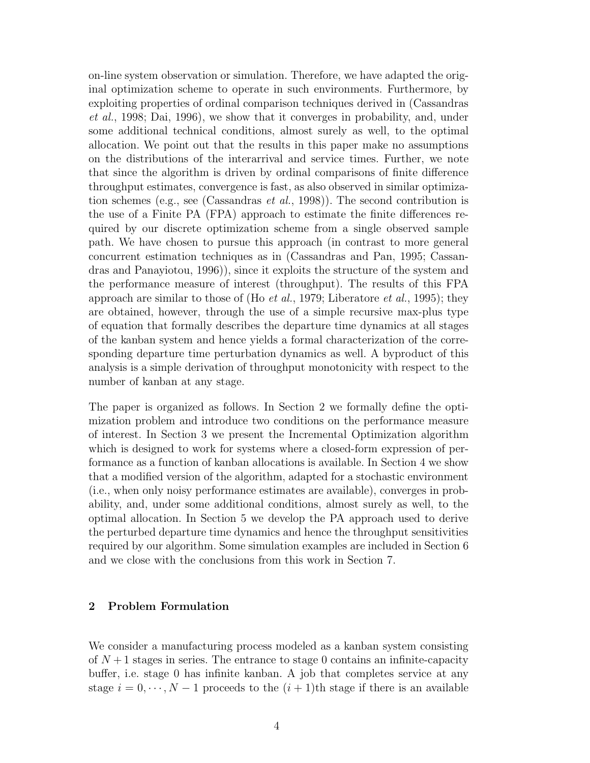on-line system observation or simulation. Therefore, we have adapted the original optimization scheme to operate in such environments. Furthermore, by exploiting properties of ordinal comparison techniques derived in (Cassandras *et al.*, 1998; Dai, 1996), we show that it converges in probability, and, under some additional technical conditions, almost surely as well, to the optimal allocation. We point out that the results in this paper make no assumptions on the distributions of the interarrival and service times. Further, we note that since the algorithm is driven by ordinal comparisons of finite difference throughput estimates, convergence is fast, as also observed in similar optimization schemes (e.g., see (Cassandras *et al.*, 1998)). The second contribution is the use of a Finite PA (FPA) approach to estimate the finite differences required by our discrete optimization scheme from a single observed sample path. We have chosen to pursue this approach (in contrast to more general concurrent estimation techniques as in (Cassandras and Pan, 1995; Cassandras and Panayiotou, 1996)), since it exploits the structure of the system and the performance measure of interest (throughput). The results of this FPA approach are similar to those of (Ho *et al.*, 1979; Liberatore *et al.*, 1995); they are obtained, however, through the use of a simple recursive max-plus type of equation that formally describes the departure time dynamics at all stages of the kanban system and hence yields a formal characterization of the corresponding departure time perturbation dynamics as well. A byproduct of this analysis is a simple derivation of throughput monotonicity with respect to the number of kanban at any stage.

The paper is organized as follows. In Section 2 we formally define the optimization problem and introduce two conditions on the performance measure of interest. In Section 3 we present the Incremental Optimization algorithm which is designed to work for systems where a closed-form expression of performance as a function of kanban allocations is available. In Section 4 we show that a modified version of the algorithm, adapted for a stochastic environment (i.e., when only noisy performance estimates are available), converges in probability, and, under some additional conditions, almost surely as well, to the optimal allocation. In Section 5 we develop the PA approach used to derive the perturbed departure time dynamics and hence the throughput sensitivities required by our algorithm. Some simulation examples are included in Section 6 and we close with the conclusions from this work in Section 7.

## 2 Problem Formulation

We consider a manufacturing process modeled as a kanban system consisting of $N+1$ stages in series. The entrance to stage 0 contains an infinite-capacity buffer, i.e. stage 0 has infinite kanban. A job that completes service at any stage $i = 0, \cdots, N-1$ proceeds to the $(i+1)$th stage if there is an available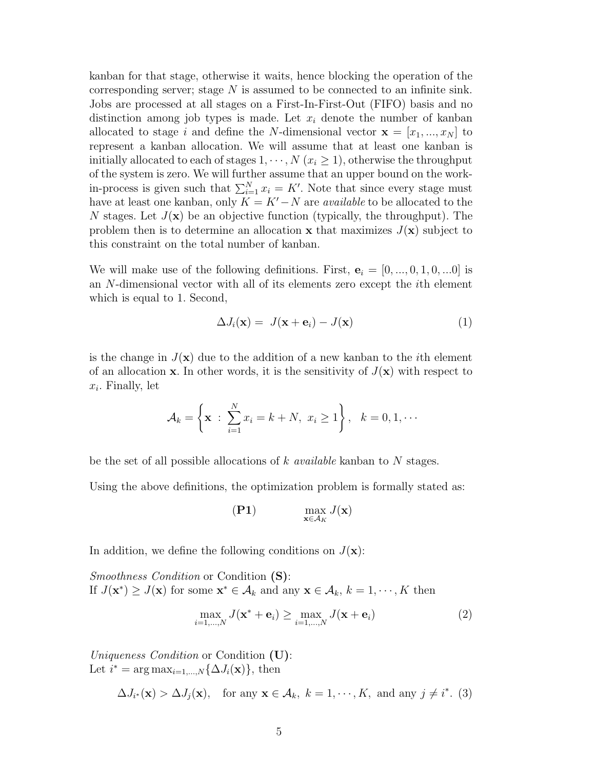kanban for that stage, otherwise it waits, hence blocking the operation of the corresponding server; stage $N$ is assumed to be connected to an infinite sink. Jobs are processed at all stages on a First-In-First-Out (FIFO) basis and no distinction among job types is made. Let $x_i$ denote the number of kanban allocated to stage $i$ and define the $N$-dimensional vector $\mathbf{x} = [x_1, ..., x_N]$ to represent a kanban allocation. We will assume that at least one kanban is initially allocated to each of stages $1, \cdots, N$ ($x_i \geq 1$), otherwise the throughput of the system is zero. We will further assume that an upper bound on the work-in-process is given such that $\sum_{i=1}^{N} x_i = K'$. Note that since every stage must have at least one kanban, only $K = K' - N$ are *available* to be allocated to the $N$ stages. Let $J(\mathbf{x})$ be an objective function (typically, the throughput). The problem then is to determine an allocation $\mathbf{x}$ that maximizes $J(\mathbf{x})$ subject to this constraint on the total number of kanban.

We will make use of the following definitions. First, $\mathbf{e}_i = [0, ..., 0, 1, 0, ...0]$ is an $N$-dimensional vector with all of its elements zero except the $i$th element which is equal to 1. Second,

$$\Delta J_i(\mathbf{x}) = J(\mathbf{x} + \mathbf{e}_i) - J(\mathbf{x}) \tag{1}$$

is the change in $J(\mathbf{x})$ due to the addition of a new kanban to the $i$th element of an allocation $\mathbf{x}$. In other words, it is the sensitivity of $J(\mathbf{x})$ with respect to $x_i$. Finally, let

$$\mathcal{A}_k = \left\{ \mathbf{x} \;:\; \sum_{i=1}^{N} x_i = k + N,\; x_i \geq 1 \right\}, \quad k = 0, 1, \cdots$$

be the set of all possible allocations of $k$ *available* kanban to $N$ stages.

Using the above definitions, the optimization problem is formally stated as:

$$(\mathbf{P1}) \qquad \max_{\mathbf{x} \in \mathcal{A}_K} J(\mathbf{x})$$

In addition, we define the following conditions on $J(\mathbf{x})$:

*Smoothness Condition* or Condition **(S)**:
If $J(\mathbf{x}^*) \geq J(\mathbf{x})$ for some $\mathbf{x}^* \in \mathcal{A}_k$ and any $\mathbf{x} \in \mathcal{A}_k$, $k = 1, \cdots, K$ then

$$\max_{i=1,\ldots,N} J(\mathbf{x}^* + \mathbf{e}_i) \geq \max_{i=1,\ldots,N} J(\mathbf{x} + \mathbf{e}_i) \tag{2}$$

*Uniqueness Condition* or Condition **(U)**:
Let $i^* = \arg\max_{i=1,\ldots,N}\{\Delta J_i(\mathbf{x})\}$, then

$$\Delta J_{i^*}(\mathbf{x}) > \Delta J_j(\mathbf{x}), \quad \text{for any } \mathbf{x} \in \mathcal{A}_k,\; k = 1, \cdots, K, \text{ and any } j \neq i^*. \tag{3}$$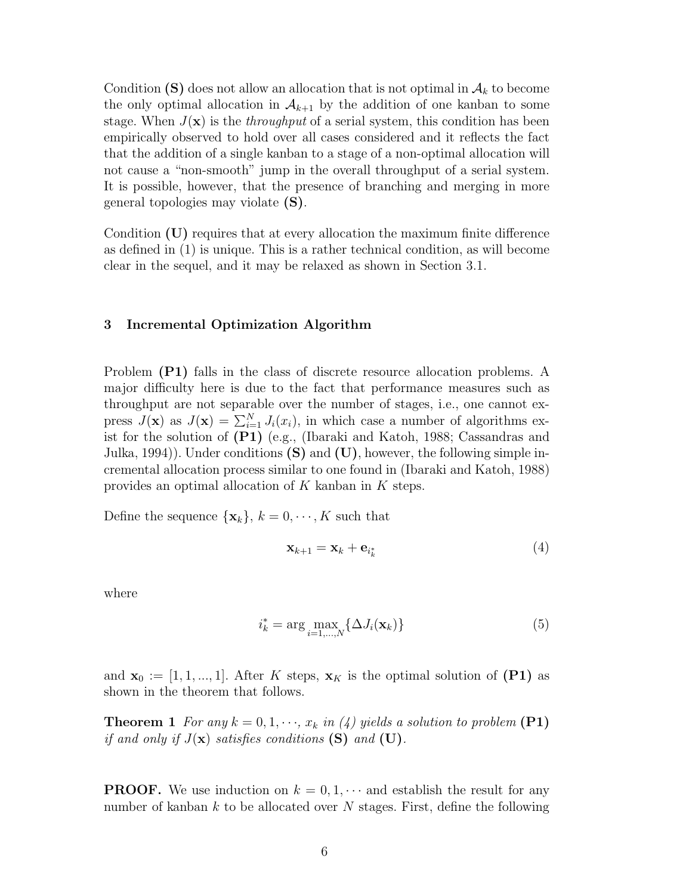Condition **(S)** does not allow an allocation that is not optimal in $\mathcal{A}_k$ to become the only optimal allocation in $\mathcal{A}_{k+1}$ by the addition of one kanban to some stage. When $J(\mathbf{x})$ is the *throughput* of a serial system, this condition has been empirically observed to hold over all cases considered and it reflects the fact that the addition of a single kanban to a stage of a non-optimal allocation will not cause a "non-smooth" jump in the overall throughput of a serial system. It is possible, however, that the presence of branching and merging in more general topologies may violate **(S)**.

Condition **(U)** requires that at every allocation the maximum finite difference as defined in (1) is unique. This is a rather technical condition, as will become clear in the sequel, and it may be relaxed as shown in Section 3.1.

## 3 Incremental Optimization Algorithm

Problem **(P1)** falls in the class of discrete resource allocation problems. A major difficulty here is due to the fact that performance measures such as throughput are not separable over the number of stages, i.e., one cannot express $J(\mathbf{x})$ as $J(\mathbf{x}) = \sum_{i=1}^{N} J_i(x_i)$, in which case a number of algorithms exist for the solution of **(P1)** (e.g., (Ibaraki and Katoh, 1988; Cassandras and Julka, 1994)). Under conditions **(S)** and **(U)**, however, the following simple incremental allocation process similar to one found in (Ibaraki and Katoh, 1988) provides an optimal allocation of $K$ kanban in $K$ steps.

Define the sequence $\{\mathbf{x}_k\}$, $k = 0, \cdots, K$ such that

$$\mathbf{x}_{k+1} = \mathbf{x}_k + \mathbf{e}_{i_k^*} \tag{4}$$

where

$$i_k^* = \arg\max_{i=1,\ldots,N} \{\Delta J_i(\mathbf{x}_k)\} \tag{5}$$

and $\mathbf{x}_0 := [1, 1, ..., 1]$. After $K$ steps, $\mathbf{x}_K$ is the optimal solution of **(P1)** as shown in the theorem that follows.

**Theorem 1** *For any $k = 0, 1, \cdots$, $x_k$ in (4) yields a solution to problem* **(P1)** *if and only if $J(\mathbf{x})$ satisfies conditions* **(S)** *and* **(U)**.

**PROOF.** We use induction on $k = 0, 1, \cdots$ and establish the result for any number of kanban $k$ to be allocated over $N$ stages. First, define the following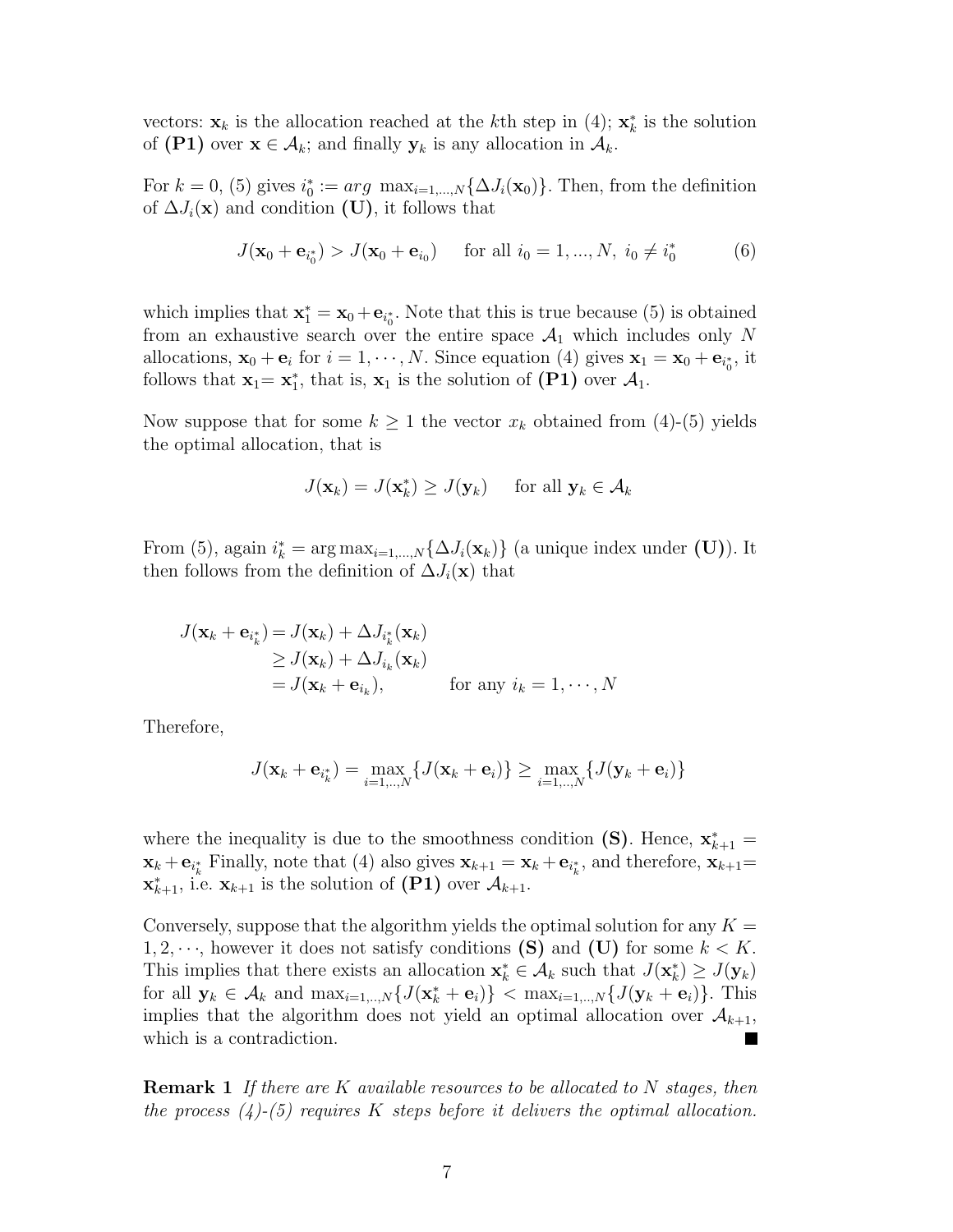vectors: $\mathbf{x}_k$ is the allocation reached at the $k$th step in (4); $\mathbf{x}_k^*$ is the solution of **(P1)** over $\mathbf{x} \in \mathcal{A}_k$; and finally $\mathbf{y}_k$ is any allocation in $\mathcal{A}_k$.

For $k = 0$, (5) gives $i_0^* := arg\ \max_{i=1,...,N}\{\Delta J_i(\mathbf{x}_0)\}$. Then, from the definition of $\Delta J_i(\mathbf{x})$ and condition **(U)**, it follows that

$$J(\mathbf{x}_0 + \mathbf{e}_{i_0^*}) > J(\mathbf{x}_0 + \mathbf{e}_{i_0}) \quad \text{ for all } i_0 = 1, ..., N,\ i_0 \neq i_0^* \tag{6}$$

which implies that $\mathbf{x}_1^* = \mathbf{x}_0 + \mathbf{e}_{i_0^*}$. Note that this is true because (5) is obtained from an exhaustive search over the entire space $\mathcal{A}_1$ which includes only $N$ allocations, $\mathbf{x}_0 + \mathbf{e}_i$ for $i = 1, \cdots, N$. Since equation (4) gives $\mathbf{x}_1 = \mathbf{x}_0 + \mathbf{e}_{i_0^*}$, it follows that $\mathbf{x}_1 = \mathbf{x}_1^*$, that is, $\mathbf{x}_1$ is the solution of **(P1)** over $\mathcal{A}_1$.

Now suppose that for some $k \geq 1$ the vector $x_k$ obtained from (4)-(5) yields the optimal allocation, that is

$$J(\mathbf{x}_k) = J(\mathbf{x}_k^*) \geq J(\mathbf{y}_k) \quad \text{ for all } \mathbf{y}_k \in \mathcal{A}_k$$

From (5), again $i_k^* = \arg\max_{i=1,...,N}\{\Delta J_i(\mathbf{x}_k)\}$ (a unique index under **(U)**). It then follows from the definition of $\Delta J_i(\mathbf{x})$ that

$$\begin{aligned}
J(\mathbf{x}_k + \mathbf{e}_{i_k^*}) &= J(\mathbf{x}_k) + \Delta J_{i_k^*}(\mathbf{x}_k) \\
&\geq J(\mathbf{x}_k) + \Delta J_{i_k}(\mathbf{x}_k) \\
&= J(\mathbf{x}_k + \mathbf{e}_{i_k}), \qquad \text{ for any } i_k = 1, \cdots, N
\end{aligned}$$

Therefore,

$$J(\mathbf{x}_k + \mathbf{e}_{i_k^*}) = \max_{i=1,..,N}\{J(\mathbf{x}_k + \mathbf{e}_i)\} \geq \max_{i=1,..,N}\{J(\mathbf{y}_k + \mathbf{e}_i)\}$$

where the inequality is due to the smoothness condition **(S)**. Hence, $\mathbf{x}_{k+1}^* = \mathbf{x}_k + \mathbf{e}_{i_k^*}$ Finally, note that (4) also gives $\mathbf{x}_{k+1} = \mathbf{x}_k + \mathbf{e}_{i_k^*}$, and therefore, $\mathbf{x}_{k+1} = \mathbf{x}_{k+1}^*$, i.e. $\mathbf{x}_{k+1}$ is the solution of **(P1)** over $\mathcal{A}_{k+1}$.

Conversely, suppose that the algorithm yields the optimal solution for any $K = 1, 2, \cdots$, however it does not satisfy conditions **(S)** and **(U)** for some $k < K$. This implies that there exists an allocation $\mathbf{x}_k^* \in \mathcal{A}_k$ such that $J(\mathbf{x}_k^*) \geq J(\mathbf{y}_k)$ for all $\mathbf{y}_k \in \mathcal{A}_k$ and $\max_{i=1,..,N}\{J(\mathbf{x}_k^* + \mathbf{e}_i)\} < \max_{i=1,..,N}\{J(\mathbf{y}_k + \mathbf{e}_i)\}$. This implies that the algorithm does not yield an optimal allocation over $\mathcal{A}_{k+1}$, which is a contradiction. ■

**Remark 1** *If there are $K$ available resources to be allocated to $N$ stages, then the process (4)-(5) requires $K$ steps before it delivers the optimal allocation.*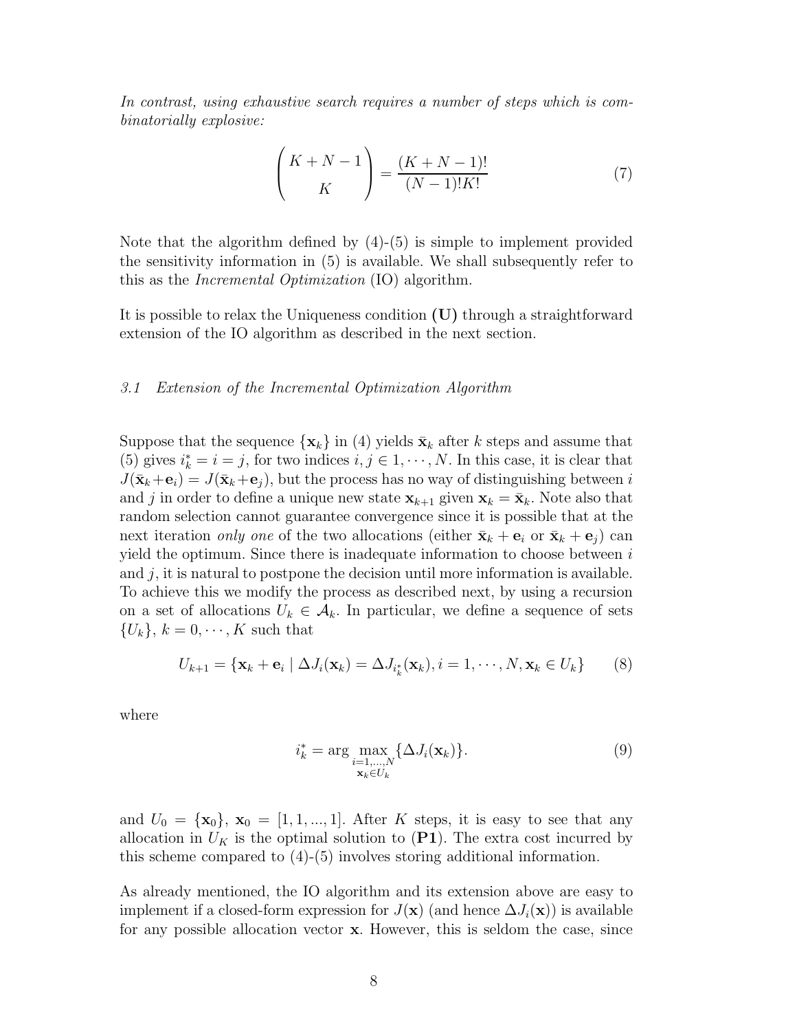*In contrast, using exhaustive search requires a number of steps which is combinatorially explosive:*

$$\begin{pmatrix} K+N-1 \\ K \end{pmatrix} = \frac{(K+N-1)!}{(N-1)!K!} \tag{7}$$

Note that the algorithm defined by (4)-(5) is simple to implement provided the sensitivity information in (5) is available. We shall subsequently refer to this as the *Incremental Optimization* (IO) algorithm.

It is possible to relax the Uniqueness condition **(U)** through a straightforward extension of the IO algorithm as described in the next section.

### *3.1 Extension of the Incremental Optimization Algorithm*

Suppose that the sequence $\{\mathbf{x}_k\}$ in (4) yields $\bar{\mathbf{x}}_k$ after $k$ steps and assume that (5) gives $i_k^* = i = j$, for two indices $i, j \in 1, \cdots, N$. In this case, it is clear that $J(\bar{\mathbf{x}}_k + \mathbf{e}_i) = J(\bar{\mathbf{x}}_k + \mathbf{e}_j)$, but the process has no way of distinguishing between $i$ and $j$ in order to define a unique new state $\mathbf{x}_{k+1}$ given $\mathbf{x}_k = \bar{\mathbf{x}}_k$. Note also that random selection cannot guarantee convergence since it is possible that at the next iteration *only one* of the two allocations (either $\bar{\mathbf{x}}_k + \mathbf{e}_i$ or $\bar{\mathbf{x}}_k + \mathbf{e}_j$) can yield the optimum. Since there is inadequate information to choose between $i$ and $j$, it is natural to postpone the decision until more information is available. To achieve this we modify the process as described next, by using a recursion on a set of allocations $U_k \in \mathcal{A}_k$. In particular, we define a sequence of sets $\{U_k\}$, $k = 0, \cdots, K$ such that

$$U_{k+1} = \{\mathbf{x}_k + \mathbf{e}_i \mid \Delta J_i(\mathbf{x}_k) = \Delta J_{i_k^*}(\mathbf{x}_k), i = 1, \cdots, N, \mathbf{x}_k \in U_k\} \tag{8}$$

where

$$i_k^* = \arg \max_{\substack{i=1,\ldots,N \\ \mathbf{x}_k \in U_k}} \{\Delta J_i(\mathbf{x}_k)\}. \tag{9}$$

and $U_0 = \{\mathbf{x}_0\}$, $\mathbf{x}_0 = [1, 1, ..., 1]$. After $K$ steps, it is easy to see that any allocation in $U_K$ is the optimal solution to **(P1)**. The extra cost incurred by this scheme compared to (4)-(5) involves storing additional information.

As already mentioned, the IO algorithm and its extension above are easy to implement if a closed-form expression for $J(\mathbf{x})$ (and hence $\Delta J_i(\mathbf{x})$) is available for any possible allocation vector $\mathbf{x}$. However, this is seldom the case, since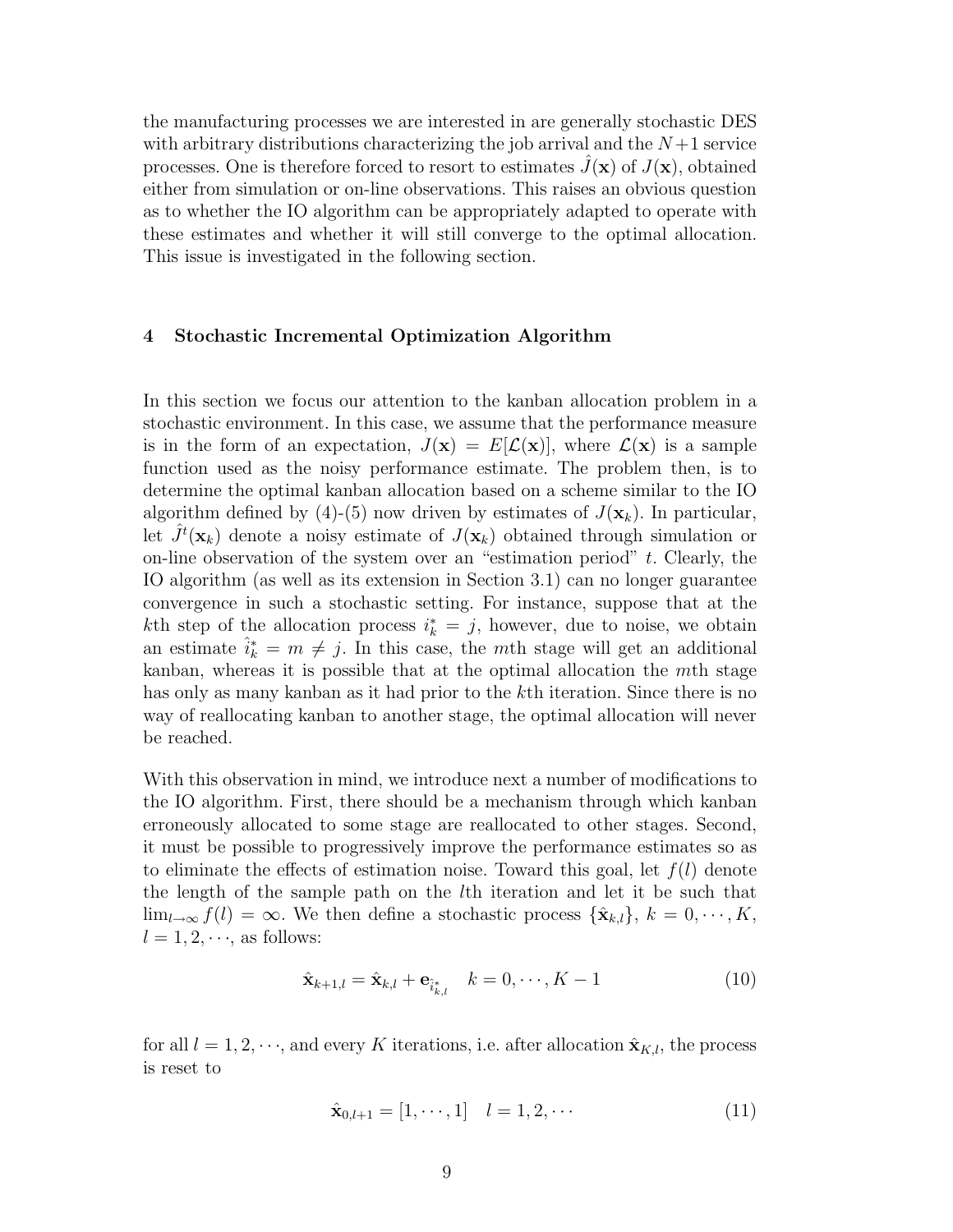the manufacturing processes we are interested in are generally stochastic DES with arbitrary distributions characterizing the job arrival and the $N+1$ service processes. One is therefore forced to resort to estimates $\hat{J}(\mathbf{x})$ of $J(\mathbf{x})$, obtained either from simulation or on-line observations. This raises an obvious question as to whether the IO algorithm can be appropriately adapted to operate with these estimates and whether it will still converge to the optimal allocation. This issue is investigated in the following section.

## 4 Stochastic Incremental Optimization Algorithm

In this section we focus our attention to the kanban allocation problem in a stochastic environment. In this case, we assume that the performance measure is in the form of an expectation, $J(\mathbf{x}) = E[\mathcal{L}(\mathbf{x})]$, where $\mathcal{L}(\mathbf{x})$ is a sample function used as the noisy performance estimate. The problem then, is to determine the optimal kanban allocation based on a scheme similar to the IO algorithm defined by (4)-(5) now driven by estimates of $J(\mathbf{x}_k)$. In particular, let $\hat{J}^t(\mathbf{x}_k)$ denote a noisy estimate of $J(\mathbf{x}_k)$ obtained through simulation or on-line observation of the system over an "estimation period" $t$. Clearly, the IO algorithm (as well as its extension in Section 3.1) can no longer guarantee convergence in such a stochastic setting. For instance, suppose that at the $k$th step of the allocation process $i_k^* = j$, however, due to noise, we obtain an estimate $\hat{i}_k^* = m \neq j$. In this case, the $m$th stage will get an additional kanban, whereas it is possible that at the optimal allocation the $m$th stage has only as many kanban as it had prior to the $k$th iteration. Since there is no way of reallocating kanban to another stage, the optimal allocation will never be reached.

With this observation in mind, we introduce next a number of modifications to the IO algorithm. First, there should be a mechanism through which kanban erroneously allocated to some stage are reallocated to other stages. Second, it must be possible to progressively improve the performance estimates so as to eliminate the effects of estimation noise. Toward this goal, let $f(l)$ denote the length of the sample path on the $l$th iteration and let it be such that $\lim_{l\to\infty} f(l) = \infty$. We then define a stochastic process $\{\hat{\mathbf{x}}_{k,l}\}$, $k = 0, \cdots, K$, $l = 1, 2, \cdots$, as follows:

$$\hat{\mathbf{x}}_{k+1,l} = \hat{\mathbf{x}}_{k,l} + \mathbf{e}_{\hat{i}_{k,l}^*} \quad k = 0, \cdots, K-1 \tag{10}$$

for all $l = 1, 2, \cdots$, and every $K$ iterations, i.e. after allocation $\hat{\mathbf{x}}_{K,l}$, the process is reset to

$$\hat{\mathbf{x}}_{0,l+1} = [1, \cdots, 1] \quad l = 1, 2, \cdots \tag{11}$$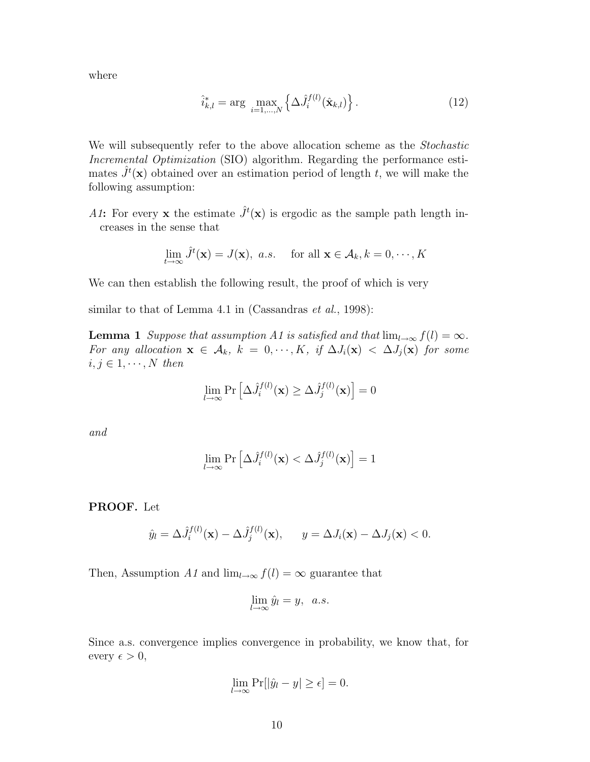where

$$\hat{i}^*_{k,l} = \arg \max_{i=1,\ldots,N} \left\{ \Delta \hat{J}_i^{f(l)}(\hat{\mathbf{x}}_{k,l}) \right\}. \tag{12}$$

We will subsequently refer to the above allocation scheme as the *Stochastic Incremental Optimization* (SIO) algorithm. Regarding the performance estimates $\hat{J}^t(\mathbf{x})$ obtained over an estimation period of length $t$, we will make the following assumption:

*A1***:** For every $\mathbf{x}$ the estimate $\hat{J}^t(\mathbf{x})$ is ergodic as the sample path length increases in the sense that

$$\lim_{t\to\infty} \hat{J}^t(\mathbf{x}) = J(\mathbf{x}),\ a.s. \quad \text{for all } \mathbf{x} \in \mathcal{A}_k, k = 0, \cdots, K$$

We can then establish the following result, the proof of which is very

similar to that of Lemma 4.1 in (Cassandras *et al.*, 1998):

**Lemma 1** *Suppose that assumption A1 is satisfied and that* $\lim_{l\to\infty} f(l) = \infty$*. For any allocation* $\mathbf{x} \in \mathcal{A}_k$*,* $k = 0, \cdots, K$*, if* $\Delta J_i(\mathbf{x}) < \Delta J_j(\mathbf{x})$ *for some* $i, j \in 1, \cdots, N$ *then*

$$\lim_{l\to\infty} \Pr\left[\Delta \hat{J}_i^{f(l)}(\mathbf{x}) \geq \Delta \hat{J}_j^{f(l)}(\mathbf{x})\right] = 0$$

*and*

$$\lim_{l\to\infty} \Pr\left[\Delta \hat{J}_i^{f(l)}(\mathbf{x}) < \Delta \hat{J}_j^{f(l)}(\mathbf{x})\right] = 1$$

**PROOF.** Let

$$\hat{y}_l = \Delta \hat{J}_i^{f(l)}(\mathbf{x}) - \Delta \hat{J}_j^{f(l)}(\mathbf{x}), \qquad y = \Delta J_i(\mathbf{x}) - \Delta J_j(\mathbf{x}) < 0.$$

Then, Assumption *A1* and $\lim_{l\to\infty} f(l) = \infty$ guarantee that

$$\lim_{l\to\infty} \hat{y}_l = y,\ \ a.s.$$

Since a.s. convergence implies convergence in probability, we know that, for every $\epsilon > 0$,

$$\lim_{l\to\infty} \Pr[|\hat{y}_l - y| \geq \epsilon] = 0.$$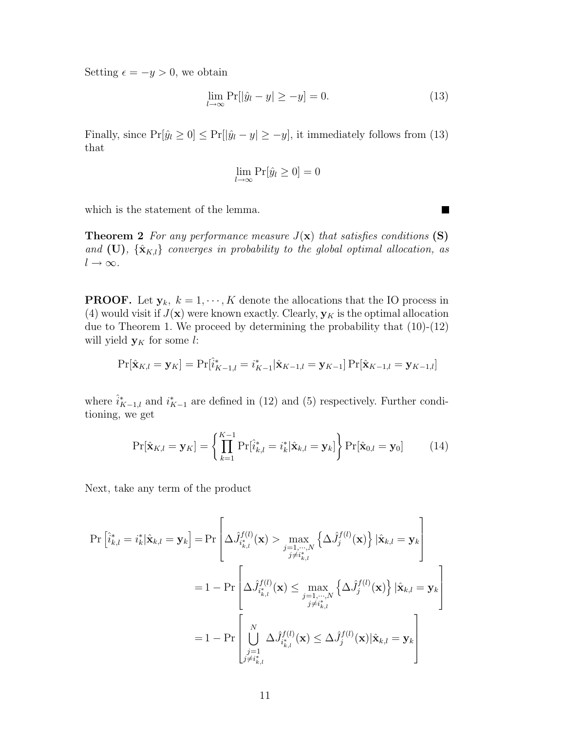Setting $\epsilon = -y > 0$, we obtain

$$\lim_{l\to\infty} \Pr[|\hat{y}_l - y| \geq -y] = 0. \tag{13}$$

Finally, since $\Pr[\hat{y}_l \geq 0] \leq \Pr[|\hat{y}_l - y| \geq -y]$, it immediately follows from (13) that

$$\lim_{l\to\infty} \Pr[\hat{y}_l \geq 0] = 0$$

which is the statement of the lemma. ∎

**Theorem 2** *For any performance measure $J(\mathbf{x})$ that satisfies conditions* **(S)** *and* **(U)**, *$\{\hat{\mathbf{x}}_{K,l}\}$ converges in probability to the global optimal allocation, as $l \to \infty$.*

**PROOF.** Let $\mathbf{y}_k,\ k = 1, \cdots, K$ denote the allocations that the IO process in (4) would visit if $J(\mathbf{x})$ were known exactly. Clearly, $\mathbf{y}_K$ is the optimal allocation due to Theorem 1. We proceed by determining the probability that (10)-(12) will yield $\mathbf{y}_K$ for some $l$:

$$\Pr[\hat{\mathbf{x}}_{K,l} = \mathbf{y}_K] = \Pr[\hat{i}^*_{K-1,l} = i^*_{K-1} | \hat{\mathbf{x}}_{K-1,l} = \mathbf{y}_{K-1}] \Pr[\hat{\mathbf{x}}_{K-1,l} = \mathbf{y}_{K-1,l}]$$

where $\hat{i}^*_{K-1,l}$ and $i^*_{K-1}$ are defined in (12) and (5) respectively. Further conditioning, we get

$$\Pr[\hat{\mathbf{x}}_{K,l} = \mathbf{y}_K] = \left\{ \prod_{k=1}^{K-1} \Pr[\hat{i}^*_{k,l} = i^*_k | \hat{\mathbf{x}}_{k,l} = \mathbf{y}_k] \right\} \Pr[\hat{\mathbf{x}}_{0,l} = \mathbf{y}_0] \tag{14}$$

Next, take any term of the product

$$\begin{aligned}
\Pr\left[\hat{i}^*_{k,l} = i^*_k | \hat{\mathbf{x}}_{k,l} = \mathbf{y}_k\right] &= \Pr\left[\Delta \hat{J}^{f(l)}_{i^*_{k,l}}(\mathbf{x}) > \max_{\substack{j=1,\cdots,N \\ j \neq i^*_{k,l}}} \left\{\Delta \hat{J}^{f(l)}_j(\mathbf{x})\right\} | \hat{\mathbf{x}}_{k,l} = \mathbf{y}_k\right] \\
&= 1 - \Pr\left[\Delta \hat{J}^{f(l)}_{i^*_{k,l}}(\mathbf{x}) \leq \max_{\substack{j=1,\cdots,N \\ j \neq i^*_{k,l}}} \left\{\Delta \hat{J}^{f(l)}_j(\mathbf{x})\right\} | \hat{\mathbf{x}}_{k,l} = \mathbf{y}_k\right] \\
&= 1 - \Pr\left[\bigcup_{\substack{j=1 \\ j \neq i^*_{k,l}}}^{N} \Delta \hat{J}^{f(l)}_{i^*_{k,l}}(\mathbf{x}) \leq \Delta \hat{J}^{f(l)}_j(\mathbf{x}) | \hat{\mathbf{x}}_{k,l} = \mathbf{y}_k\right]
\end{aligned}$$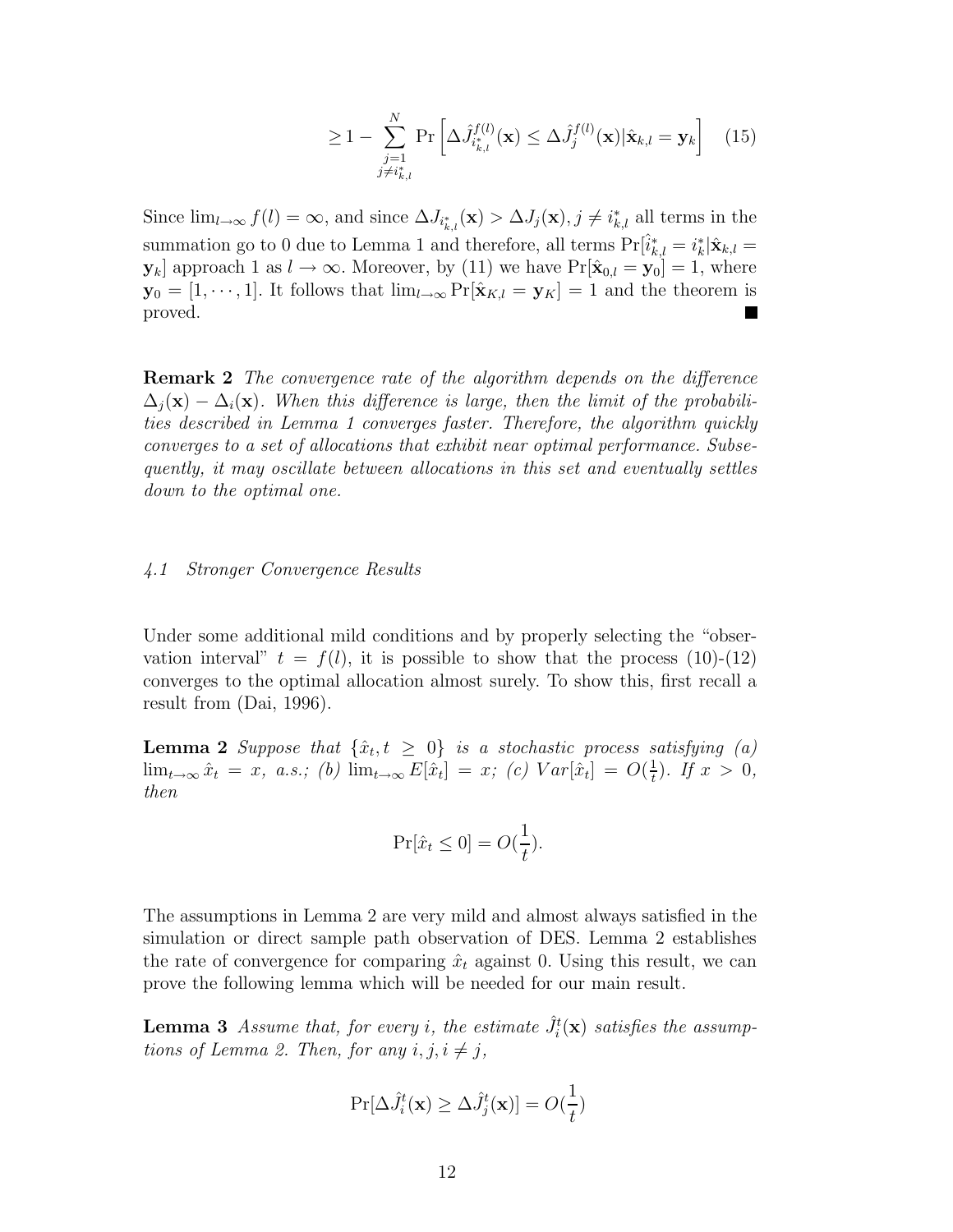$$\geq 1 - \sum_{\substack{j=1 \\ j \neq i^*_{k,l}}}^{N} \Pr\left[\Delta \hat{J}^{f(l)}_{i^*_{k,l}}(\mathbf{x}) \leq \Delta \hat{J}^{f(l)}_{j}(\mathbf{x}) | \hat{\mathbf{x}}_{k,l} = \mathbf{y}_k\right] \quad (15)$$

Since $\lim_{l\to\infty} f(l) = \infty$, and since $\Delta J_{i^*_{k,l}}(\mathbf{x}) > \Delta J_j(\mathbf{x}), j \neq i^*_{k,l}$ all terms in the summation go to 0 due to Lemma 1 and therefore, all terms $\Pr[\hat{i}^*_{k,l} = i^*_k | \hat{\mathbf{x}}_{k,l} = \mathbf{y}_k]$ approach 1 as $l \to \infty$. Moreover, by (11) we have $\Pr[\hat{\mathbf{x}}_{0,l} = \mathbf{y}_0] = 1$, where $\mathbf{y}_0 = [1, \cdots, 1]$. It follows that $\lim_{l\to\infty} \Pr[\hat{\mathbf{x}}_{K,l} = \mathbf{y}_K] = 1$ and the theorem is proved. ∎

**Remark 2** *The convergence rate of the algorithm depends on the difference $\Delta_j(\mathbf{x}) - \Delta_i(\mathbf{x})$. When this difference is large, then the limit of the probabilities described in Lemma 1 converges faster. Therefore, the algorithm quickly converges to a set of allocations that exhibit near optimal performance. Subsequently, it may oscillate between allocations in this set and eventually settles down to the optimal one.*

### *4.1 Stronger Convergence Results*

Under some additional mild conditions and by properly selecting the "observation interval" $t = f(l)$, it is possible to show that the process (10)-(12) converges to the optimal allocation almost surely. To show this, first recall a result from (Dai, 1996).

**Lemma 2** *Suppose that $\{\hat{x}_t, t \geq 0\}$ is a stochastic process satisfying (a) $\lim_{t\to\infty} \hat{x}_t = x$, a.s.; (b) $\lim_{t\to\infty} E[\hat{x}_t] = x$; (c) $Var[\hat{x}_t] = O(\frac{1}{t})$. If $x > 0$, then*

$$\Pr[\hat{x}_t \leq 0] = O(\frac{1}{t}).$$

The assumptions in Lemma 2 are very mild and almost always satisfied in the simulation or direct sample path observation of DES. Lemma 2 establishes the rate of convergence for comparing $\hat{x}_t$ against 0. Using this result, we can prove the following lemma which will be needed for our main result.

**Lemma 3** *Assume that, for every $i$, the estimate $\hat{J}^t_i(\mathbf{x})$ satisfies the assumptions of Lemma 2. Then, for any $i, j, i \neq j$,*

$$\Pr[\Delta \hat{J}^t_i(\mathbf{x}) \geq \Delta \hat{J}^t_j(\mathbf{x})] = O(\frac{1}{t})$$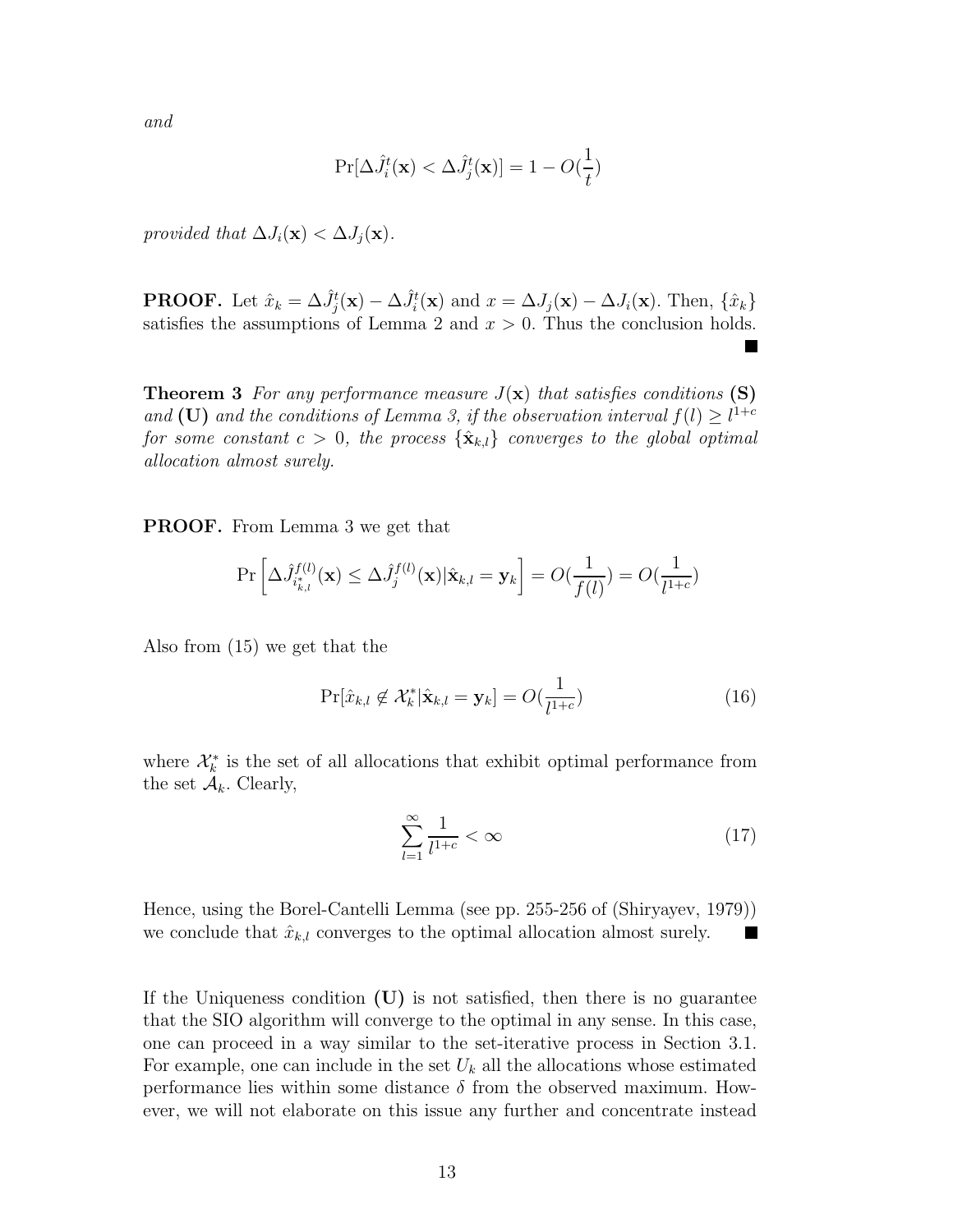*and*

$$\Pr[\Delta\hat{J}_i^t(\mathbf{x}) < \Delta\hat{J}_j^t(\mathbf{x})] = 1 - O(\frac{1}{t})$$

*provided that* $\Delta J_i(\mathbf{x}) < \Delta J_j(\mathbf{x})$.

**PROOF.** Let $\hat{x}_k = \Delta\hat{J}_j^t(\mathbf{x}) - \Delta\hat{J}_i^t(\mathbf{x})$ and $x = \Delta J_j(\mathbf{x}) - \Delta J_i(\mathbf{x})$. Then, $\{\hat{x}_k\}$ satisfies the assumptions of Lemma 2 and $x > 0$. Thus the conclusion holds. ■

**Theorem 3** *For any performance measure $J(\mathbf{x})$ that satisfies conditions* **(S)** *and* **(U)** *and the conditions of Lemma 3, if the observation interval $f(l) \geq l^{1+c}$ for some constant $c > 0$, the process $\{\hat{\mathbf{x}}_{k,l}\}$ converges to the global optimal allocation almost surely.*

**PROOF.** From Lemma 3 we get that

$$\Pr\left[\Delta\hat{J}_{i_{k,l}^*}^{f(l)}(\mathbf{x}) \leq \Delta\hat{J}_j^{f(l)}(\mathbf{x}) | \hat{\mathbf{x}}_{k,l} = \mathbf{y}_k\right] = O(\frac{1}{f(l)}) = O(\frac{1}{l^{1+c}})$$

Also from (15) we get that the

$$\Pr[\hat{x}_{k,l} \notin \mathcal{X}_k^* | \hat{\mathbf{x}}_{k,l} = \mathbf{y}_k] = O(\frac{1}{l^{1+c}}) \tag{16}$$

where $\mathcal{X}_k^*$ is the set of all allocations that exhibit optimal performance from the set $\mathcal{A}_k$. Clearly,

$$\sum_{l=1}^{\infty} \frac{1}{l^{1+c}} < \infty \tag{17}$$

Hence, using the Borel-Cantelli Lemma (see pp. 255-256 of (Shiryayev, 1979)) we conclude that $\hat{x}_{k,l}$ converges to the optimal allocation almost surely. ■

If the Uniqueness condition **(U)** is not satisfied, then there is no guarantee that the SIO algorithm will converge to the optimal in any sense. In this case, one can proceed in a way similar to the set-iterative process in Section 3.1. For example, one can include in the set $U_k$ all the allocations whose estimated performance lies within some distance $\delta$ from the observed maximum. However, we will not elaborate on this issue any further and concentrate instead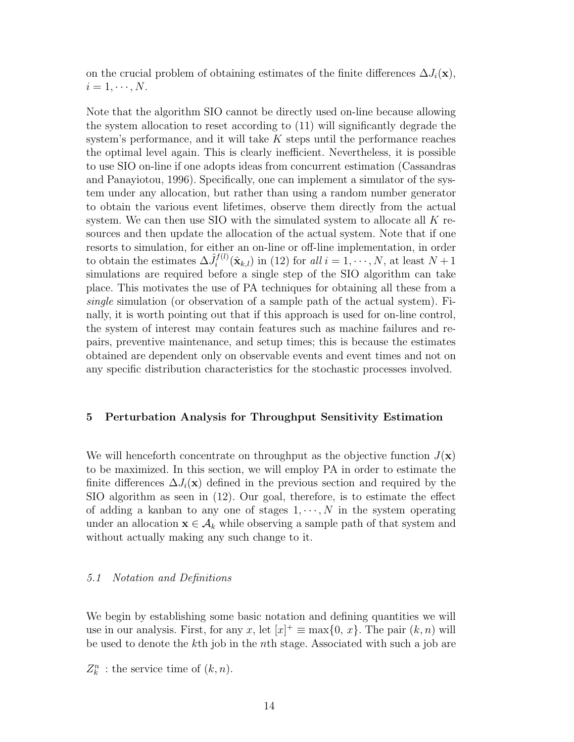on the crucial problem of obtaining estimates of the finite differences $\Delta J_i(\mathbf{x})$, $i = 1, \cdots, N$.

Note that the algorithm SIO cannot be directly used on-line because allowing the system allocation to reset according to (11) will significantly degrade the system's performance, and it will take $K$ steps until the performance reaches the optimal level again. This is clearly inefficient. Nevertheless, it is possible to use SIO on-line if one adopts ideas from concurrent estimation (Cassandras and Panayiotou, 1996). Specifically, one can implement a simulator of the system under any allocation, but rather than using a random number generator to obtain the various event lifetimes, observe them directly from the actual system. We can then use SIO with the simulated system to allocate all $K$ resources and then update the allocation of the actual system. Note that if one resorts to simulation, for either an on-line or off-line implementation, in order to obtain the estimates $\Delta \hat{J}_i^{f(l)}(\hat{\mathbf{x}}_{k,l})$ in (12) for *all* $i = 1, \cdots, N$, at least $N+1$ simulations are required before a single step of the SIO algorithm can take place. This motivates the use of PA techniques for obtaining all these from a *single* simulation (or observation of a sample path of the actual system). Finally, it is worth pointing out that if this approach is used for on-line control, the system of interest may contain features such as machine failures and repairs, preventive maintenance, and setup times; this is because the estimates obtained are dependent only on observable events and event times and not on any specific distribution characteristics for the stochastic processes involved.

## 5 Perturbation Analysis for Throughput Sensitivity Estimation

We will henceforth concentrate on throughput as the objective function $J(\mathbf{x})$ to be maximized. In this section, we will employ PA in order to estimate the finite differences $\Delta J_i(\mathbf{x})$ defined in the previous section and required by the SIO algorithm as seen in (12). Our goal, therefore, is to estimate the effect of adding a kanban to any one of stages $1, \cdots, N$ in the system operating under an allocation $\mathbf{x} \in \mathcal{A}_k$ while observing a sample path of that system and without actually making any such change to it.

### *5.1 Notation and Definitions*

We begin by establishing some basic notation and defining quantities we will use in our analysis. First, for any $x$, let $[x]^+ \equiv \max\{0, x\}$. The pair $(k, n)$ will be used to denote the $k$th job in the $n$th stage. Associated with such a job are

$Z_k^n$ : the service time of $(k, n)$.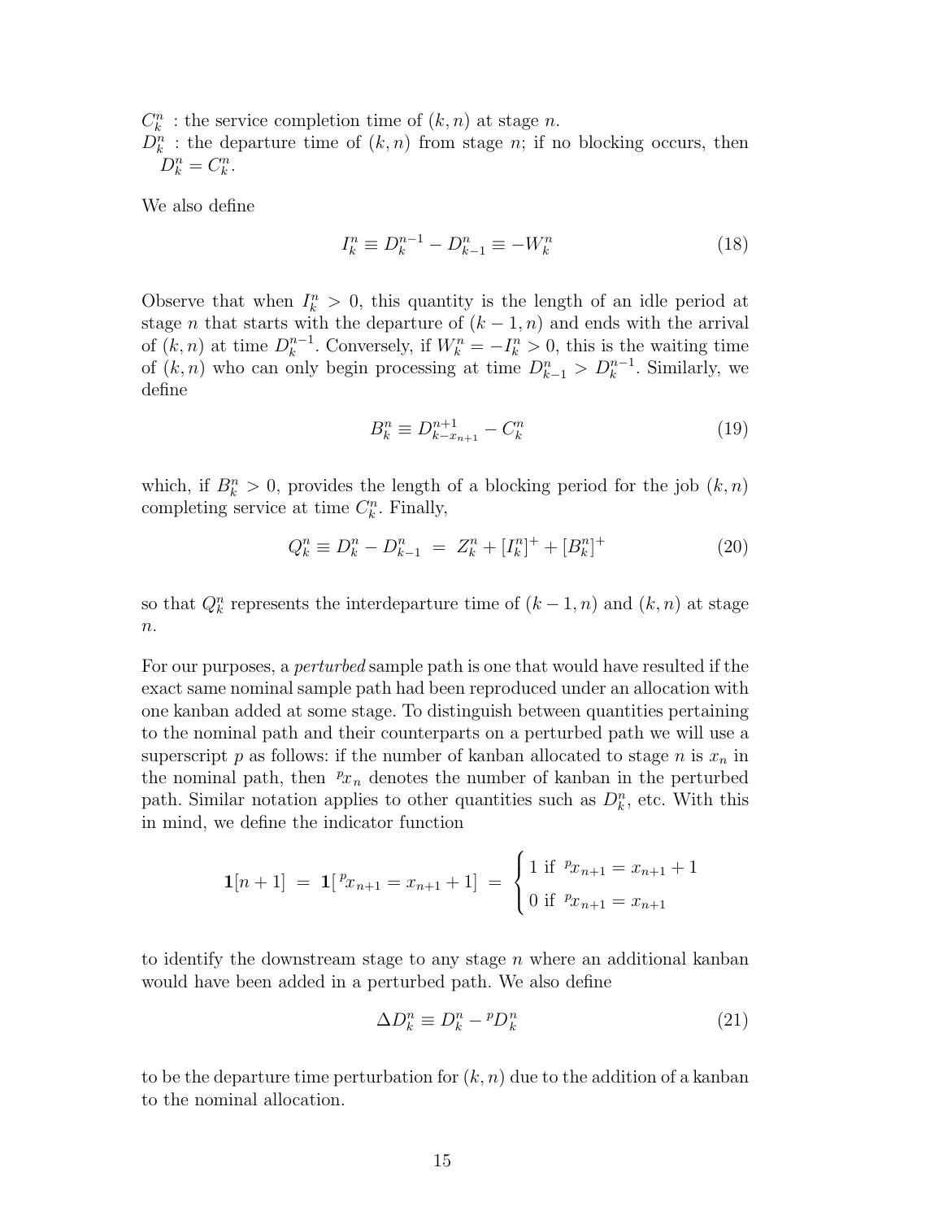$C_k^n$ : the service completion time of $(k, n)$ at stage $n$.
$D_k^n$ : the departure time of $(k, n)$ from stage $n$; if no blocking occurs, then $D_k^n = C_k^n$.

We also define

$$I_k^n \equiv D_k^{n-1} - D_{k-1}^n \equiv -W_k^n \tag{18}$$

Observe that when $I_k^n > 0$, this quantity is the length of an idle period at stage $n$ that starts with the departure of $(k-1, n)$ and ends with the arrival of $(k, n)$ at time $D_k^{n-1}$. Conversely, if $W_k^n = -I_k^n > 0$, this is the waiting time of $(k, n)$ who can only begin processing at time $D_{k-1}^n > D_k^{n-1}$. Similarly, we define

$$B_k^n \equiv D_{k-x_{n+1}}^{n+1} - C_k^n \tag{19}$$

which, if $B_k^n > 0$, provides the length of a blocking period for the job $(k, n)$ completing service at time $C_k^n$. Finally,

$$Q_k^n \equiv D_k^n - D_{k-1}^n \ = \ Z_k^n + [I_k^n]^+ + [B_k^n]^+ \tag{20}$$

so that $Q_k^n$ represents the interdeparture time of $(k-1, n)$ and $(k, n)$ at stage $n$.

For our purposes, a *perturbed* sample path is one that would have resulted if the exact same nominal sample path had been reproduced under an allocation with one kanban added at some stage. To distinguish between quantities pertaining to the nominal path and their counterparts on a perturbed path we will use a superscript $p$ as follows: if the number of kanban allocated to stage $n$ is $x_n$ in the nominal path, then ${}^p x_n$ denotes the number of kanban in the perturbed path. Similar notation applies to other quantities such as $D_k^n$, etc. With this in mind, we define the indicator function

$$\mathbf{1}[n+1] \ = \ \mathbf{1}[\,{}^p x_{n+1} = x_{n+1} + 1] \ = \ \begin{cases} 1 \text{ if } {}^p x_{n+1} = x_{n+1} + 1 \\ 0 \text{ if } {}^p x_{n+1} = x_{n+1} \end{cases}$$

to identify the downstream stage to any stage $n$ where an additional kanban would have been added in a perturbed path. We also define

$$\Delta D_k^n \equiv D_k^n - {}^p D_k^n \tag{21}$$

to be the departure time perturbation for $(k, n)$ due to the addition of a kanban to the nominal allocation.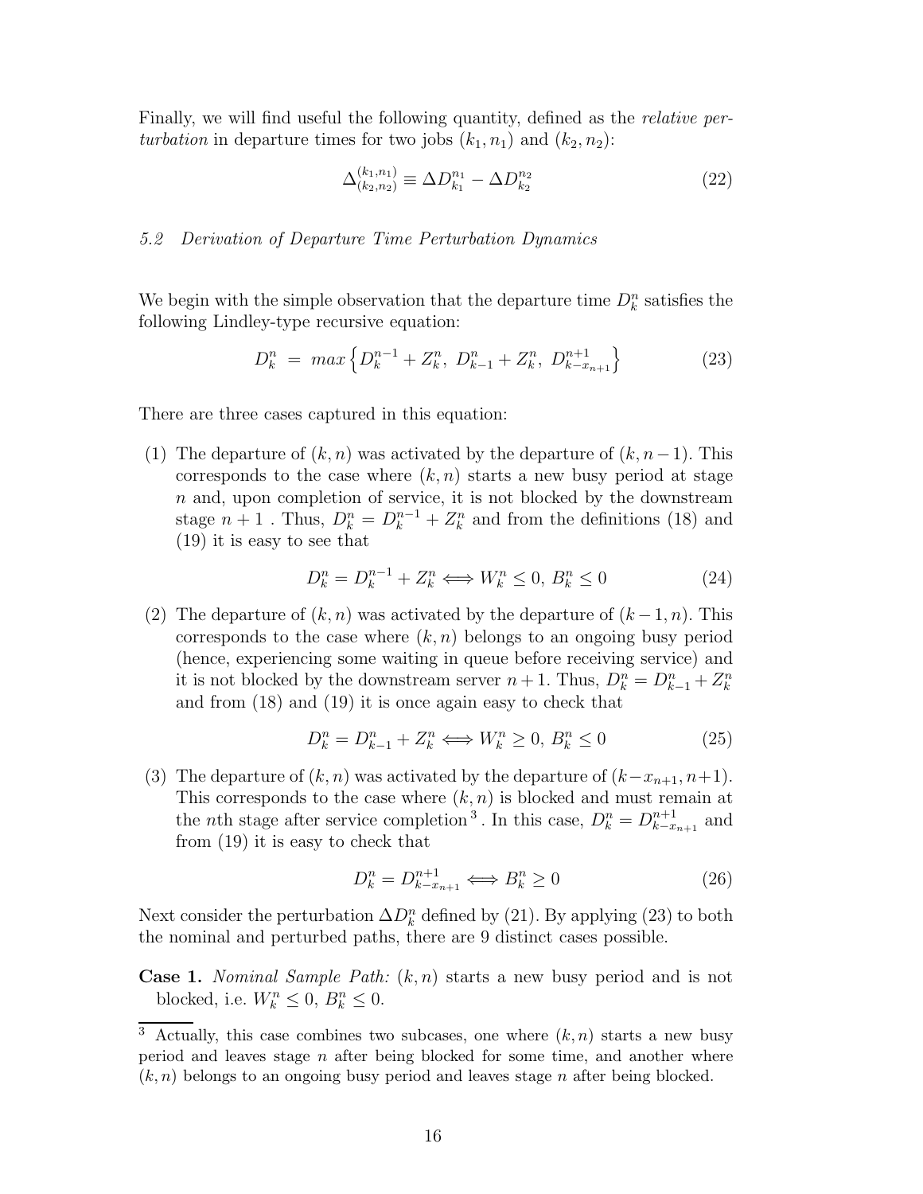Finally, we will find useful the following quantity, defined as the *relative perturbation* in departure times for two jobs $(k_1, n_1)$ and $(k_2, n_2)$:

$$\Delta^{(k_1,n_1)}_{(k_2,n_2)} \equiv \Delta D^{n_1}_{k_1} - \Delta D^{n_2}_{k_2} \tag{22}$$

### *5.2 Derivation of Departure Time Perturbation Dynamics*

We begin with the simple observation that the departure time $D^n_k$ satisfies the following Lindley-type recursive equation:

$$D^n_k \;=\; max\left\{D^{n-1}_k + Z^n_k,\; D^n_{k-1} + Z^n_k,\; D^{n+1}_{k-x_{n+1}}\right\} \tag{23}$$

There are three cases captured in this equation:

(1) The departure of $(k, n)$ was activated by the departure of $(k, n-1)$. This corresponds to the case where $(k, n)$ starts a new busy period at stage $n$ and, upon completion of service, it is not blocked by the downstream stage $n+1$ . Thus, $D^n_k = D^{n-1}_k + Z^n_k$ and from the definitions (18) and (19) it is easy to see that

$$D^n_k = D^{n-1}_k + Z^n_k \Longleftrightarrow W^n_k \leq 0,\; B^n_k \leq 0 \tag{24}$$

(2) The departure of $(k, n)$ was activated by the departure of $(k-1, n)$. This corresponds to the case where $(k, n)$ belongs to an ongoing busy period (hence, experiencing some waiting in queue before receiving service) and it is not blocked by the downstream server $n+1$. Thus, $D^n_k = D^n_{k-1} + Z^n_k$ and from (18) and (19) it is once again easy to check that

$$D^n_k = D^n_{k-1} + Z^n_k \Longleftrightarrow W^n_k \geq 0,\; B^n_k \leq 0 \tag{25}$$

(3) The departure of $(k, n)$ was activated by the departure of $(k-x_{n+1}, n+1)$. This corresponds to the case where $(k, n)$ is blocked and must remain at the $n$th stage after service completion [3] . In this case, $D^n_k = D^{n+1}_{k-x_{n+1}}$ and from (19) it is easy to check that

$$D^n_k = D^{n+1}_{k-x_{n+1}} \Longleftrightarrow B^n_k \geq 0 \tag{26}$$

Next consider the perturbation $\Delta D^n_k$ defined by (21). By applying (23) to both the nominal and perturbed paths, there are 9 distinct cases possible.

**Case 1.** *Nominal Sample Path:* $(k, n)$ starts a new busy period and is not blocked, i.e. $W^n_k \leq 0$, $B^n_k \leq 0$.

[3] Actually, this case combines two subcases, one where $(k, n)$ starts a new busy period and leaves stage $n$ after being blocked for some time, and another where $(k, n)$ belongs to an ongoing busy period and leaves stage $n$ after being blocked.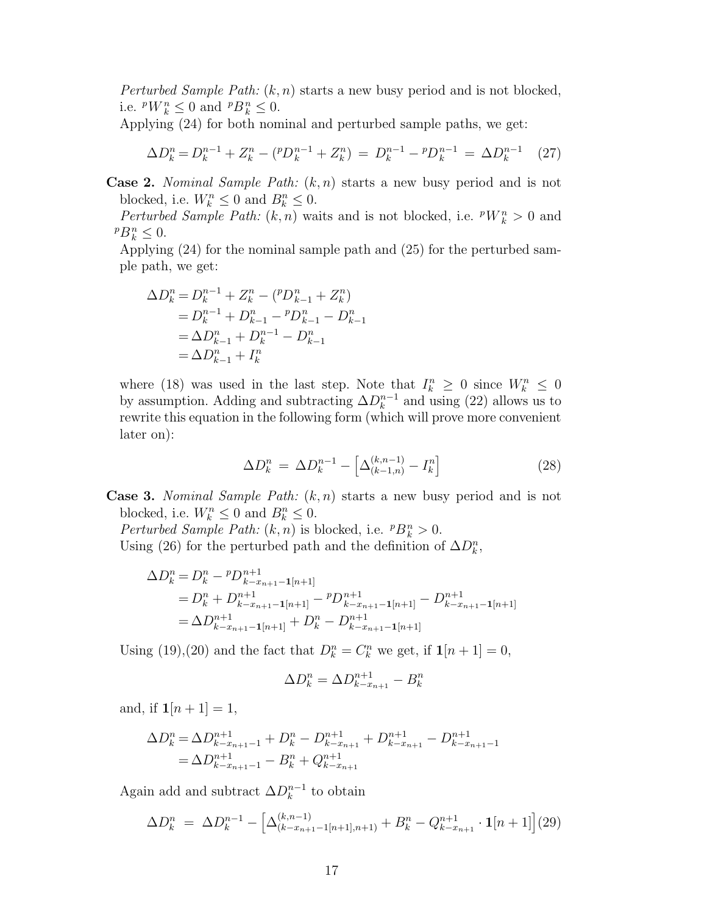*Perturbed Sample Path:* $(k, n)$ starts a new busy period and is not blocked, i.e. ${}^pW_k^n \leq 0$ and ${}^pB_k^n \leq 0$.

Applying (24) for both nominal and perturbed sample paths, we get:

$$\Delta D_k^n = D_k^{n-1} + Z_k^n - ({}^pD_k^{n-1} + Z_k^n) \;=\; D_k^{n-1} - {}^pD_k^{n-1} \;=\; \Delta D_k^{n-1} \quad (27)$$

**Case 2.** *Nominal Sample Path:* $(k, n)$ starts a new busy period and is not blocked, i.e. $W_k^n \leq 0$ and $B_k^n \leq 0$.

*Perturbed Sample Path:* $(k, n)$ waits and is not blocked, i.e. ${}^pW_k^n > 0$ and ${}^pB_k^n \leq 0$.

Applying (24) for the nominal sample path and (25) for the perturbed sample path, we get:

$$\begin{aligned}
\Delta D_k^n &= D_k^{n-1} + Z_k^n - ({}^pD_{k-1}^n + Z_k^n) \\
&= D_k^{n-1} + D_{k-1}^n - {}^pD_{k-1}^n - D_{k-1}^n \\
&= \Delta D_{k-1}^n + D_k^{n-1} - D_{k-1}^n \\
&= \Delta D_{k-1}^n + I_k^n
\end{aligned}$$

where (18) was used in the last step. Note that $I_k^n \geq 0$ since $W_k^n \leq 0$ by assumption. Adding and subtracting $\Delta D_k^{n-1}$ and using (22) allows us to rewrite this equation in the following form (which will prove more convenient later on):

$$\Delta D_k^n \;=\; \Delta D_k^{n-1} - \left[\Delta_{(k-1,n)}^{(k,n-1)} - I_k^n\right] \quad (28)$$

**Case 3.** *Nominal Sample Path:* $(k, n)$ starts a new busy period and is not blocked, i.e. $W_k^n \leq 0$ and $B_k^n \leq 0$.

*Perturbed Sample Path:* $(k, n)$ is blocked, i.e. ${}^pB_k^n > 0$.

Using (26) for the perturbed path and the definition of $\Delta D_k^n$,

$$\begin{aligned}
\Delta D_k^n &= D_k^n - {}^pD_{k-x_{n+1}-\mathbf{1}[n+1]}^{n+1} \\
&= D_k^n + D_{k-x_{n+1}-\mathbf{1}[n+1]}^{n+1} - {}^pD_{k-x_{n+1}-\mathbf{1}[n+1]}^{n+1} - D_{k-x_{n+1}-\mathbf{1}[n+1]}^{n+1} \\
&= \Delta D_{k-x_{n+1}-\mathbf{1}[n+1]}^{n+1} + D_k^n - D_{k-x_{n+1}-\mathbf{1}[n+1]}^{n+1}
\end{aligned}$$

Using (19),(20) and the fact that $D_k^n = C_k^n$ we get, if $\mathbf{1}[n+1] = 0$,

$$\Delta D_k^n = \Delta D_{k-x_{n+1}}^{n+1} - B_k^n$$

and, if $\mathbf{1}[n+1] = 1$,

$$\begin{aligned}
\Delta D_k^n &= \Delta D_{k-x_{n+1}-1}^{n+1} + D_k^n - D_{k-x_{n+1}}^{n+1} + D_{k-x_{n+1}}^{n+1} - D_{k-x_{n+1}-1}^{n+1} \\
&= \Delta D_{k-x_{n+1}-1}^{n+1} - B_k^n + Q_{k-x_{n+1}}^{n+1}
\end{aligned}$$

Again add and subtract $\Delta D_k^{n-1}$ to obtain

$$\Delta D_k^n \;=\; \Delta D_k^{n-1} - \left[\Delta_{(k-x_{n+1}-1[n+1],n+1)}^{(k,n-1)} + B_k^n - Q_{k-x_{n+1}}^{n+1} \cdot \mathbf{1}[n+1]\right] (29)$$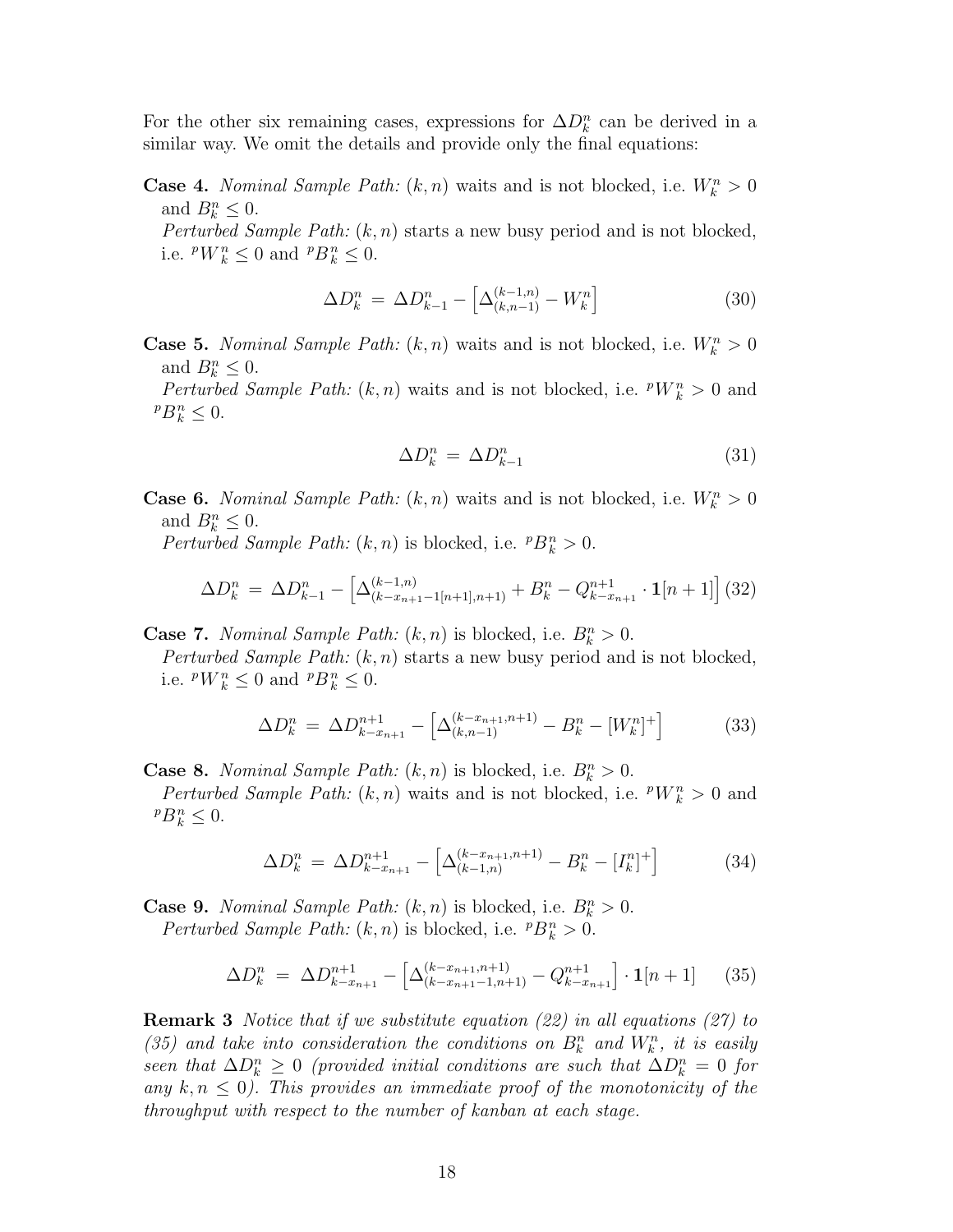For the other six remaining cases, expressions for $\Delta D_k^n$ can be derived in a similar way. We omit the details and provide only the final equations:

**Case 4.** *Nominal Sample Path:* $(k,n)$ waits and is not blocked, i.e. $W_k^n > 0$ and $B_k^n \leq 0$.
*Perturbed Sample Path:* $(k,n)$ starts a new busy period and is not blocked, i.e. ${}^pW_k^n \leq 0$ and ${}^pB_k^n \leq 0$.

$$\Delta D_k^n \;=\; \Delta D_{k-1}^n - \left[\Delta_{(k,n-1)}^{(k-1,n)} - W_k^n\right] \tag{30}$$

**Case 5.** *Nominal Sample Path:* $(k,n)$ waits and is not blocked, i.e. $W_k^n > 0$ and $B_k^n \leq 0$.
*Perturbed Sample Path:* $(k,n)$ waits and is not blocked, i.e. ${}^pW_k^n > 0$ and ${}^pB_k^n \leq 0$.

$$\Delta D_k^n \;=\; \Delta D_{k-1}^n \tag{31}$$

**Case 6.** *Nominal Sample Path:* $(k,n)$ waits and is not blocked, i.e. $W_k^n > 0$ and $B_k^n \leq 0$.
*Perturbed Sample Path:* $(k,n)$ is blocked, i.e. ${}^pB_k^n > 0$.

$$\Delta D_k^n \;=\; \Delta D_{k-1}^n - \left[\Delta_{(k-x_{n+1}-1[n+1],n+1)}^{(k-1,n)} + B_k^n - Q_{k-x_{n+1}}^{n+1}\cdot \mathbf{1}[n+1]\right] \tag{32}$$

**Case 7.** *Nominal Sample Path:* $(k,n)$ is blocked, i.e. $B_k^n > 0$.
*Perturbed Sample Path:* $(k,n)$ starts a new busy period and is not blocked, i.e. ${}^pW_k^n \leq 0$ and ${}^pB_k^n \leq 0$.

$$\Delta D_k^n \;=\; \Delta D_{k-x_{n+1}}^{n+1} - \left[\Delta_{(k,n-1)}^{(k-x_{n+1},n+1)} - B_k^n - [W_k^n]^+\right] \tag{33}$$

**Case 8.** *Nominal Sample Path:* $(k,n)$ is blocked, i.e. $B_k^n > 0$.
*Perturbed Sample Path:* $(k,n)$ waits and is not blocked, i.e. ${}^pW_k^n > 0$ and ${}^pB_k^n \leq 0$.

$$\Delta D_k^n \;=\; \Delta D_{k-x_{n+1}}^{n+1} - \left[\Delta_{(k-1,n)}^{(k-x_{n+1},n+1)} - B_k^n - [I_k^n]^+\right] \tag{34}$$

**Case 9.** *Nominal Sample Path:* $(k,n)$ is blocked, i.e. $B_k^n > 0$.
*Perturbed Sample Path:* $(k,n)$ is blocked, i.e. ${}^pB_k^n > 0$.

$$\Delta D_k^n \;=\; \Delta D_{k-x_{n+1}}^{n+1} - \left[\Delta_{(k-x_{n+1}-1,n+1)}^{(k-x_{n+1},n+1)} - Q_{k-x_{n+1}}^{n+1}\right]\cdot \mathbf{1}[n+1] \tag{35}$$

**Remark 3** *Notice that if we substitute equation (22) in all equations (27) to (35) and take into consideration the conditions on $B_k^n$ and $W_k^n$, it is easily seen that $\Delta D_k^n \geq 0$ (provided initial conditions are such that $\Delta D_k^n = 0$ for any $k, n \leq 0$). This provides an immediate proof of the monotonicity of the throughput with respect to the number of kanban at each stage.*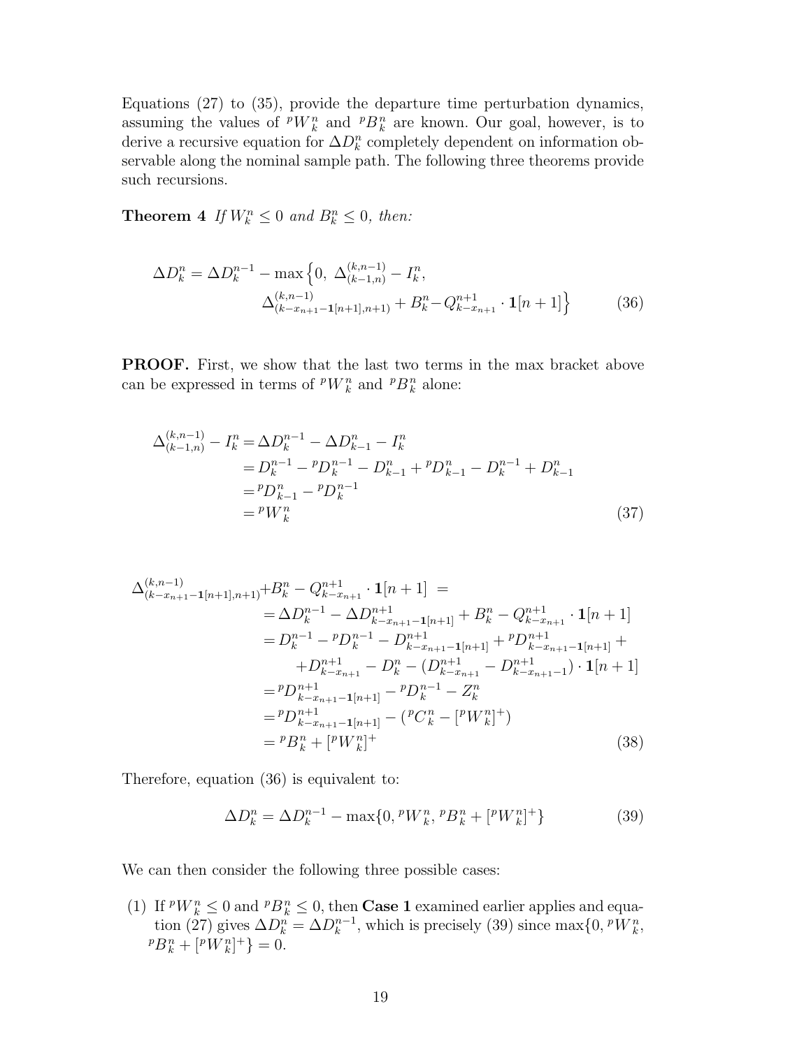Equations (27) to (35), provide the departure time perturbation dynamics, assuming the values of ${}^pW_k^n$ and ${}^pB_k^n$ are known. Our goal, however, is to derive a recursive equation for $\Delta D_k^n$ completely dependent on information observable along the nominal sample path. The following three theorems provide such recursions.

**Theorem 4** *If $W_k^n \leq 0$ and $B_k^n \leq 0$, then:*

$$\Delta D_k^n = \Delta D_k^{n-1} - \max\Big\{0,\ \Delta_{(k-1,n)}^{(k,n-1)} - I_k^n,\\ \Delta_{(k-x_{n+1}-\mathbf{1}[n+1],n+1)}^{(k,n-1)} + B_k^n - Q_{k-x_{n+1}}^{n+1} \cdot \mathbf{1}[n+1]\Big\} \tag{36}$$

**PROOF.** First, we show that the last two terms in the max bracket above can be expressed in terms of ${}^pW_k^n$ and ${}^pB_k^n$ alone:

$$\begin{aligned}
\Delta_{(k-1,n)}^{(k,n-1)} - I_k^n &= \Delta D_k^{n-1} - \Delta D_{k-1}^n - I_k^n \\
&= D_k^{n-1} - {}^pD_k^{n-1} - D_{k-1}^n + {}^pD_{k-1}^n - D_k^{n-1} + D_{k-1}^n \\
&= {}^pD_{k-1}^n - {}^pD_k^{n-1} \\
&= {}^pW_k^n
\end{aligned} \tag{37}$$

$$\begin{aligned}
\Delta_{(k-x_{n+1}-\mathbf{1}[n+1],n+1)}^{(k,n-1)} &+ B_k^n - Q_{k-x_{n+1}}^{n+1} \cdot \mathbf{1}[n+1] = \\
&= \Delta D_k^{n-1} - \Delta D_{k-x_{n+1}-\mathbf{1}[n+1]}^{n+1} + B_k^n - Q_{k-x_{n+1}}^{n+1} \cdot \mathbf{1}[n+1] \\
&= D_k^{n-1} - {}^pD_k^{n-1} - D_{k-x_{n+1}-\mathbf{1}[n+1]}^{n+1} + {}^pD_{k-x_{n+1}-\mathbf{1}[n+1]}^{n+1} + \\
&\quad + D_{k-x_{n+1}}^{n+1} - D_k^n - (D_{k-x_{n+1}}^{n+1} - D_{k-x_{n+1}-1}^{n+1}) \cdot \mathbf{1}[n+1] \\
&= {}^pD_{k-x_{n+1}-\mathbf{1}[n+1]}^{n+1} - {}^pD_k^{n-1} - Z_k^n \\
&= {}^pD_{k-x_{n+1}-\mathbf{1}[n+1]}^{n+1} - ({}^pC_k^n - [{}^pW_k^n]^+) \\
&= {}^pB_k^n + [{}^pW_k^n]^+
\end{aligned} \tag{38}$$

Therefore, equation (36) is equivalent to:

$$\Delta D_k^n = \Delta D_k^{n-1} - \max\{0, {}^pW_k^n, {}^pB_k^n + [{}^pW_k^n]^+\} \tag{39}$$

We can then consider the following three possible cases:

(1) If ${}^pW_k^n \leq 0$ and ${}^pB_k^n \leq 0$, then **Case 1** examined earlier applies and equation (27) gives $\Delta D_k^n = \Delta D_k^{n-1}$, which is precisely (39) since $\max\{0, {}^pW_k^n, {}^pB_k^n + [{}^pW_k^n]^+\} = 0$.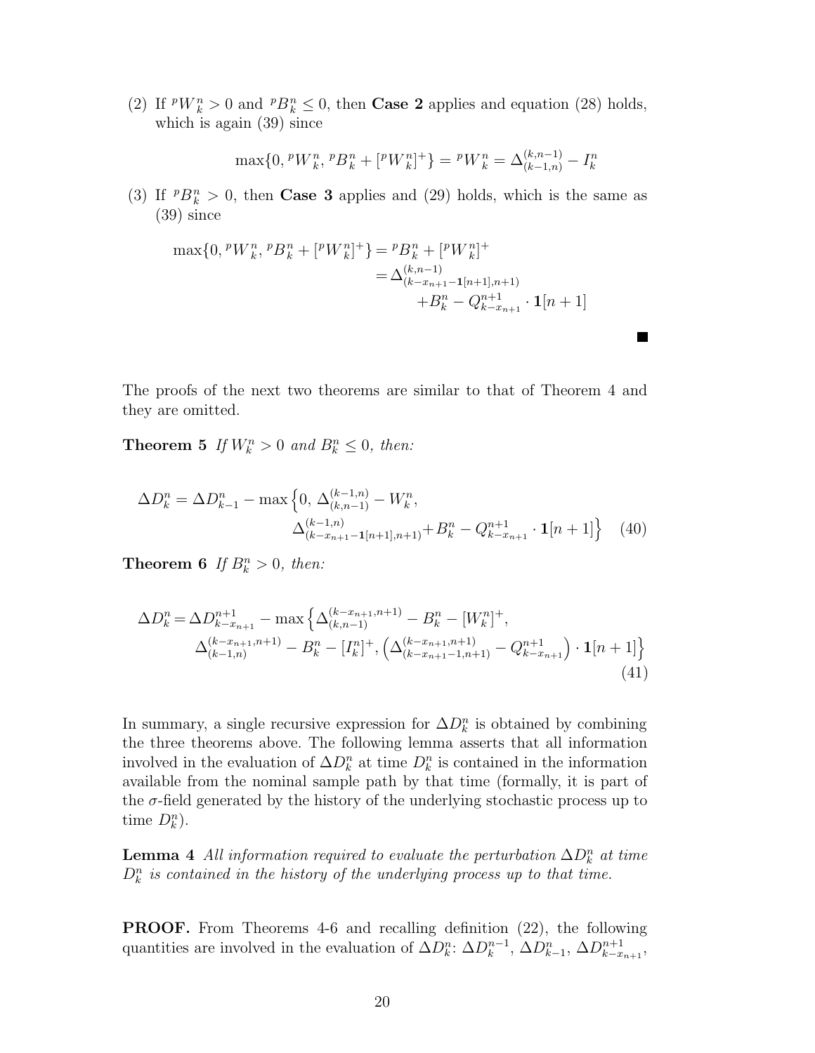(2) If ${}^pW_k^n > 0$ and ${}^pB_k^n \leq 0$, then **Case 2** applies and equation (28) holds, which is again (39) since

$$\max\{0, {}^pW_k^n, {}^pB_k^n + [{}^pW_k^n]^+\} = {}^pW_k^n = \Delta_{(k-1,n)}^{(k,n-1)} - I_k^n$$

(3) If ${}^pB_k^n > 0$, then **Case 3** applies and (29) holds, which is the same as (39) since

$$\begin{aligned}\max\{0, {}^pW_k^n, {}^pB_k^n + [{}^pW_k^n]^+\} &= {}^pB_k^n + [{}^pW_k^n]^+ \\ &= \Delta_{(k-x_{n+1}-\mathbf{1}[n+1],n+1)}^{(k,n-1)} \\ &\qquad + B_k^n - Q_{k-x_{n+1}}^{n+1} \cdot \mathbf{1}[n+1]\end{aligned}$$

■

The proofs of the next two theorems are similar to that of Theorem 4 and they are omitted.

**Theorem 5** *If $W_k^n > 0$ and $B_k^n \leq 0$, then:*

$$\begin{aligned}\Delta D_k^n = \Delta D_{k-1}^n - \max\Big\{0,\ &\Delta_{(k,n-1)}^{(k-1,n)} - W_k^n, \\ &\Delta_{(k-x_{n+1}-\mathbf{1}[n+1],n+1)}^{(k-1,n)} + B_k^n - Q_{k-x_{n+1}}^{n+1} \cdot \mathbf{1}[n+1]\Big\}\end{aligned} \quad (40)$$

**Theorem 6** *If $B_k^n > 0$, then:*

$$\begin{aligned}\Delta D_k^n = \Delta D_{k-x_{n+1}}^{n+1} - \max\Big\{&\Delta_{(k,n-1)}^{(k-x_{n+1},n+1)} - B_k^n - [W_k^n]^+, \\ &\Delta_{(k-1,n)}^{(k-x_{n+1},n+1)} - B_k^n - [I_k^n]^+, \left(\Delta_{(k-x_{n+1}-1,n+1)}^{(k-x_{n+1},n+1)} - Q_{k-x_{n+1}}^{n+1}\right) \cdot \mathbf{1}[n+1]\Big\}\end{aligned} \quad (41)$$

In summary, a single recursive expression for $\Delta D_k^n$ is obtained by combining the three theorems above. The following lemma asserts that all information involved in the evaluation of $\Delta D_k^n$ at time $D_k^n$ is contained in the information available from the nominal sample path by that time (formally, it is part of the $\sigma$-field generated by the history of the underlying stochastic process up to time $D_k^n$).

**Lemma 4** *All information required to evaluate the perturbation $\Delta D_k^n$ at time $D_k^n$ is contained in the history of the underlying process up to that time.*

**PROOF.** From Theorems 4-6 and recalling definition (22), the following quantities are involved in the evaluation of $\Delta D_k^n$: $\Delta D_k^{n-1}$, $\Delta D_{k-1}^n$, $\Delta D_{k-x_{n+1}}^{n+1}$,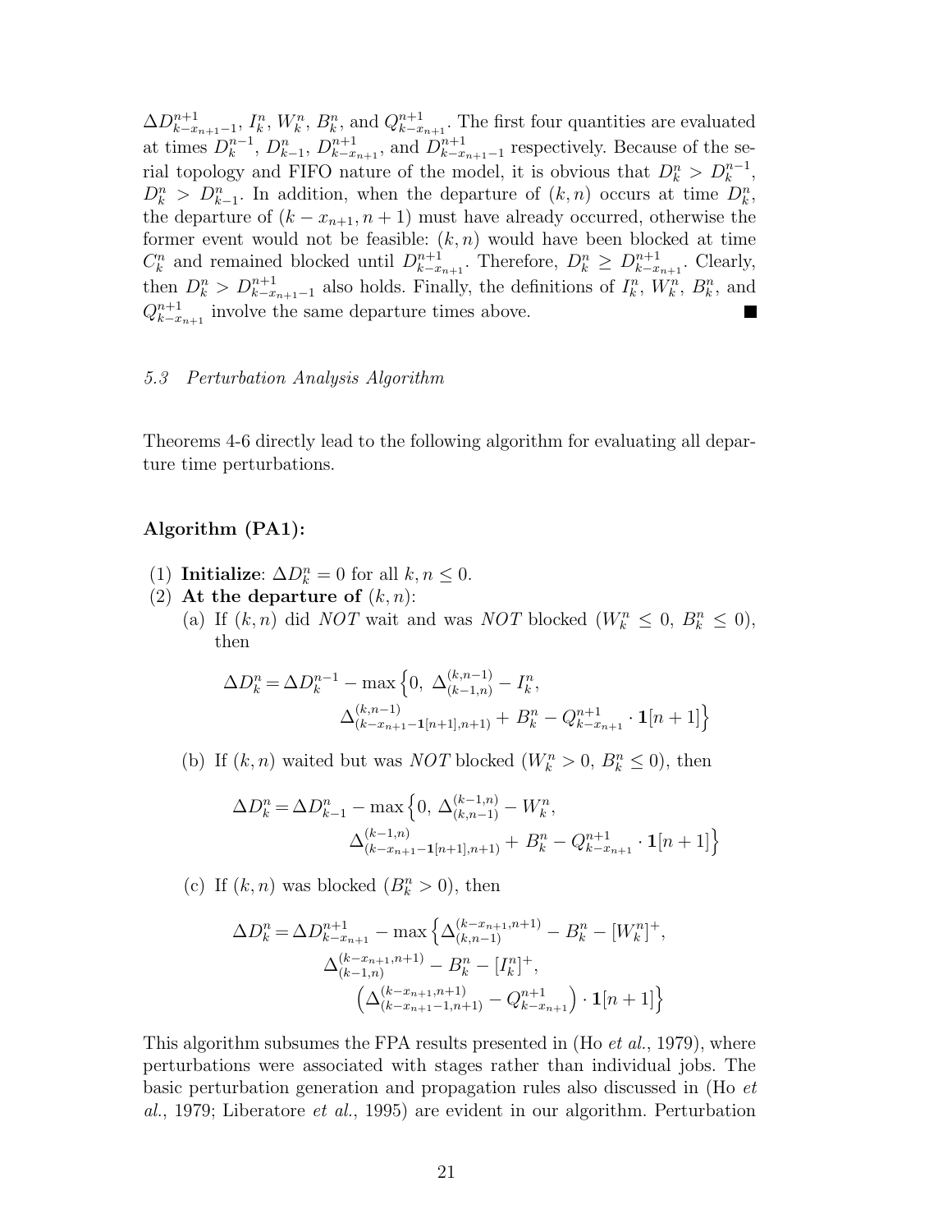$\Delta D^{n+1}_{k-x_{n+1}-1}$, $I^n_k$, $W^n_k$, $B^n_k$, and $Q^{n+1}_{k-x_{n+1}}$. The first four quantities are evaluated at times $D^{n-1}_k$, $D^n_{k-1}$, $D^{n+1}_{k-x_{n+1}}$, and $D^{n+1}_{k-x_{n+1}-1}$ respectively. Because of the serial topology and FIFO nature of the model, it is obvious that $D^n_k > D^{n-1}_k$, $D^n_k > D^n_{k-1}$. In addition, when the departure of $(k,n)$ occurs at time $D^n_k$, the departure of $(k-x_{n+1}, n+1)$ must have already occurred, otherwise the former event would not be feasible: $(k,n)$ would have been blocked at time $C^n_k$ and remained blocked until $D^{n+1}_{k-x_{n+1}}$. Therefore, $D^n_k \geq D^{n+1}_{k-x_{n+1}}$. Clearly, then $D^n_k > D^{n+1}_{k-x_{n+1}-1}$ also holds. Finally, the definitions of $I^n_k$, $W^n_k$, $B^n_k$, and $Q^{n+1}_{k-x_{n+1}}$ involve the same departure times above. ∎

### *5.3 Perturbation Analysis Algorithm*

Theorems 4-6 directly lead to the following algorithm for evaluating all departure time perturbations.

**Algorithm (PA1):**

(1) **Initialize**: $\Delta D^n_k = 0$ for all $k, n \leq 0$.

(2) **At the departure of** $(k,n)$:

(a) If $(k,n)$ did *NOT* wait and was *NOT* blocked ($W^n_k \leq 0$, $B^n_k \leq 0$), then

$$\Delta D^n_k = \Delta D^{n-1}_k - \max\Big\{0,\ \Delta^{(k,n-1)}_{(k-1,n)} - I^n_k,\ \Delta^{(k,n-1)}_{(k-x_{n+1}-\mathbf{1}[n+1],n+1)} + B^n_k - Q^{n+1}_{k-x_{n+1}} \cdot \mathbf{1}[n+1]\Big\}$$

(b) If $(k,n)$ waited but was *NOT* blocked ($W^n_k > 0$, $B^n_k \leq 0$), then

$$\Delta D^n_k = \Delta D^n_{k-1} - \max\Big\{0,\ \Delta^{(k-1,n)}_{(k,n-1)} - W^n_k,\ \Delta^{(k-1,n)}_{(k-x_{n+1}-\mathbf{1}[n+1],n+1)} + B^n_k - Q^{n+1}_{k-x_{n+1}} \cdot \mathbf{1}[n+1]\Big\}$$

(c) If $(k,n)$ was blocked ($B^n_k > 0$), then

$$\Delta D^n_k = \Delta D^{n+1}_{k-x_{n+1}} - \max\Big\{\Delta^{(k-x_{n+1},n+1)}_{(k,n-1)} - B^n_k - [W^n_k]^+,\ \Delta^{(k-x_{n+1},n+1)}_{(k-1,n)} - B^n_k - [I^n_k]^+,\ \Big(\Delta^{(k-x_{n+1},n+1)}_{(k-x_{n+1}-1,n+1)} - Q^{n+1}_{k-x_{n+1}}\Big) \cdot \mathbf{1}[n+1]\Big\}$$

This algorithm subsumes the FPA results presented in (Ho *et al.*, 1979), where perturbations were associated with stages rather than individual jobs. The basic perturbation generation and propagation rules also discussed in (Ho *et al.*, 1979; Liberatore *et al.*, 1995) are evident in our algorithm. Perturbation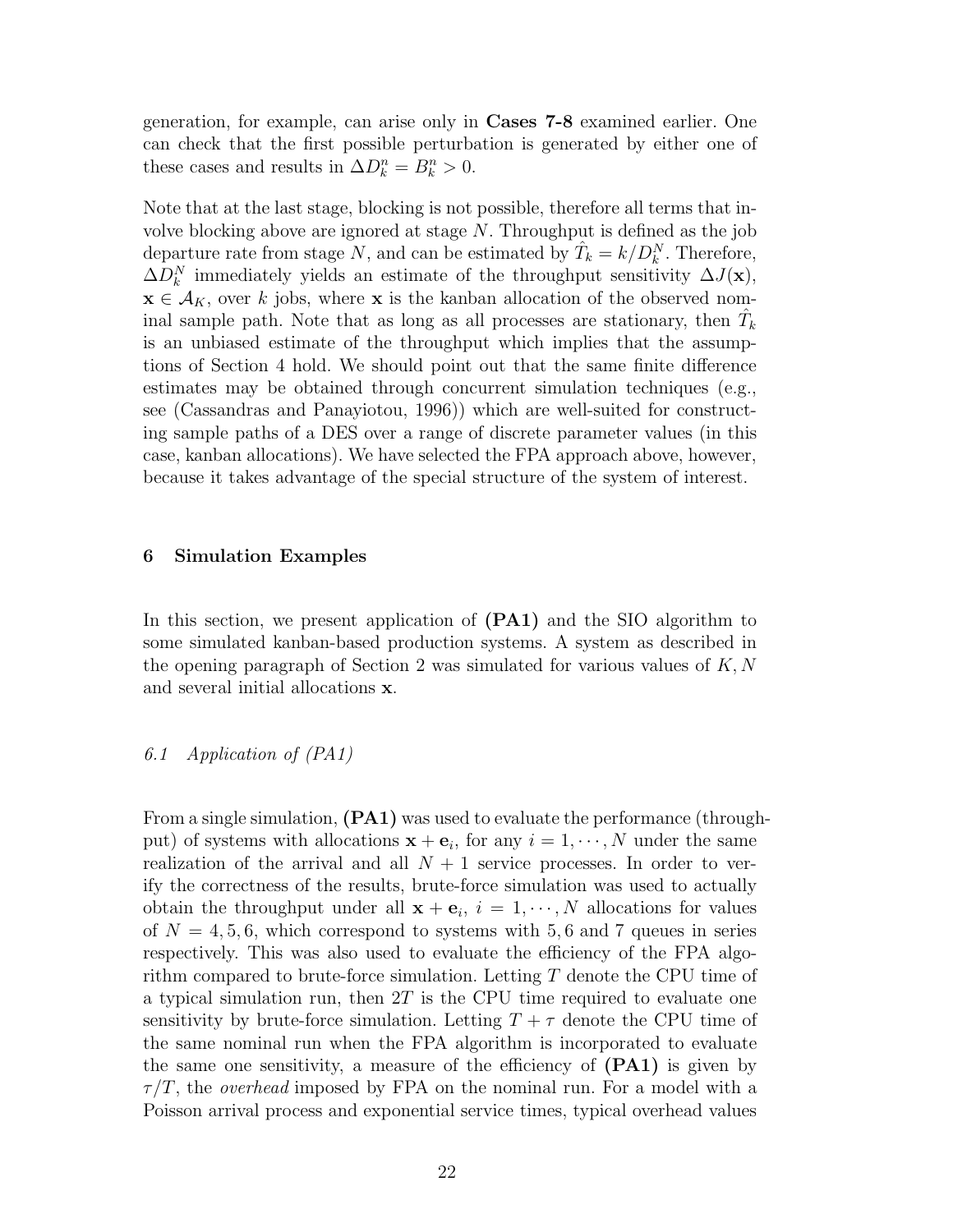generation, for example, can arise only in **Cases 7-8** examined earlier. One can check that the first possible perturbation is generated by either one of these cases and results in $\Delta D_k^n = B_k^n > 0$.

Note that at the last stage, blocking is not possible, therefore all terms that involve blocking above are ignored at stage $N$. Throughput is defined as the job departure rate from stage $N$, and can be estimated by $\hat{T}_k = k/D_k^N$. Therefore, $\Delta D_k^N$ immediately yields an estimate of the throughput sensitivity $\Delta J(\mathbf{x})$, $\mathbf{x} \in \mathcal{A}_K$, over $k$ jobs, where $\mathbf{x}$ is the kanban allocation of the observed nominal sample path. Note that as long as all processes are stationary, then $\hat{T}_k$ is an unbiased estimate of the throughput which implies that the assumptions of Section 4 hold. We should point out that the same finite difference estimates may be obtained through concurrent simulation techniques (e.g., see (Cassandras and Panayiotou, 1996)) which are well-suited for constructing sample paths of a DES over a range of discrete parameter values (in this case, kanban allocations). We have selected the FPA approach above, however, because it takes advantage of the special structure of the system of interest.

## 6 Simulation Examples

In this section, we present application of **(PA1)** and the SIO algorithm to some simulated kanban-based production systems. A system as described in the opening paragraph of Section 2 was simulated for various values of $K, N$ and several initial allocations $\mathbf{x}$.

### *6.1 Application of (PA1)*

From a single simulation, **(PA1)** was used to evaluate the performance (throughput) of systems with allocations $\mathbf{x} + \mathbf{e}_i$, for any $i = 1, \cdots, N$ under the same realization of the arrival and all $N + 1$ service processes. In order to verify the correctness of the results, brute-force simulation was used to actually obtain the throughput under all $\mathbf{x} + \mathbf{e}_i$, $i = 1, \cdots, N$ allocations for values of $N = 4, 5, 6$, which correspond to systems with $5, 6$ and $7$ queues in series respectively. This was also used to evaluate the efficiency of the FPA algorithm compared to brute-force simulation. Letting $T$ denote the CPU time of a typical simulation run, then $2T$ is the CPU time required to evaluate one sensitivity by brute-force simulation. Letting $T + \tau$ denote the CPU time of the same nominal run when the FPA algorithm is incorporated to evaluate the same one sensitivity, a measure of the efficiency of **(PA1)** is given by $\tau/T$, the *overhead* imposed by FPA on the nominal run. For a model with a Poisson arrival process and exponential service times, typical overhead values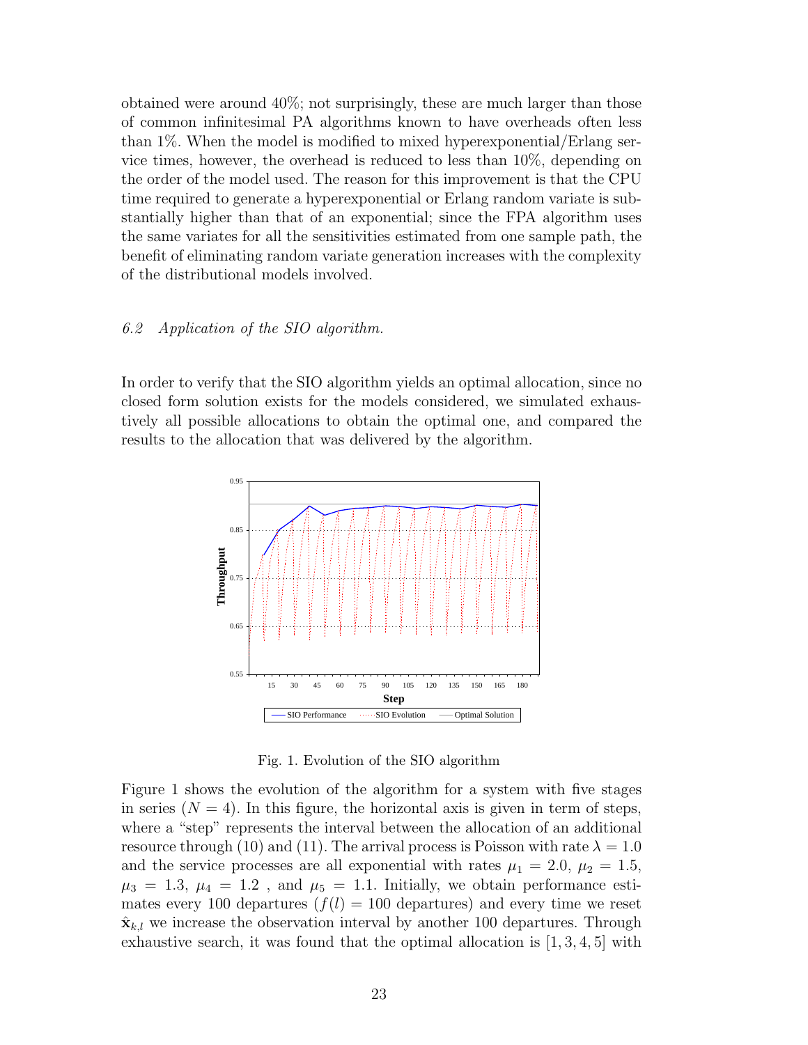obtained were around 40%; not surprisingly, these are much larger than those of common infinitesimal PA algorithms known to have overheads often less than 1%. When the model is modified to mixed hyperexponential/Erlang service times, however, the overhead is reduced to less than 10%, depending on the order of the model used. The reason for this improvement is that the CPU time required to generate a hyperexponential or Erlang random variate is substantially higher than that of an exponential; since the FPA algorithm uses the same variates for all the sensitivities estimated from one sample path, the benefit of eliminating random variate generation increases with the complexity of the distributional models involved.

### *6.2 Application of the SIO algorithm.*

In order to verify that the SIO algorithm yields an optimal allocation, since no closed form solution exists for the models considered, we simulated exhaustively all possible allocations to obtain the optimal one, and compared the results to the allocation that was delivered by the algorithm.

Fig. 1. Evolution of the SIO algorithm

Figure 1 shows the evolution of the algorithm for a system with five stages in series ($N = 4$). In this figure, the horizontal axis is given in term of steps, where a "step" represents the interval between the allocation of an additional resource through (10) and (11). The arrival process is Poisson with rate $\lambda = 1.0$ and the service processes are all exponential with rates $\mu_1 = 2.0$, $\mu_2 = 1.5$, $\mu_3 = 1.3$, $\mu_4 = 1.2$ , and $\mu_5 = 1.1$. Initially, we obtain performance estimates every 100 departures ($f(l) = 100$ departures) and every time we reset $\hat{\mathbf{x}}_{k,l}$ we increase the observation interval by another 100 departures. Through exhaustive search, it was found that the optimal allocation is [1, 3, 4, 5] with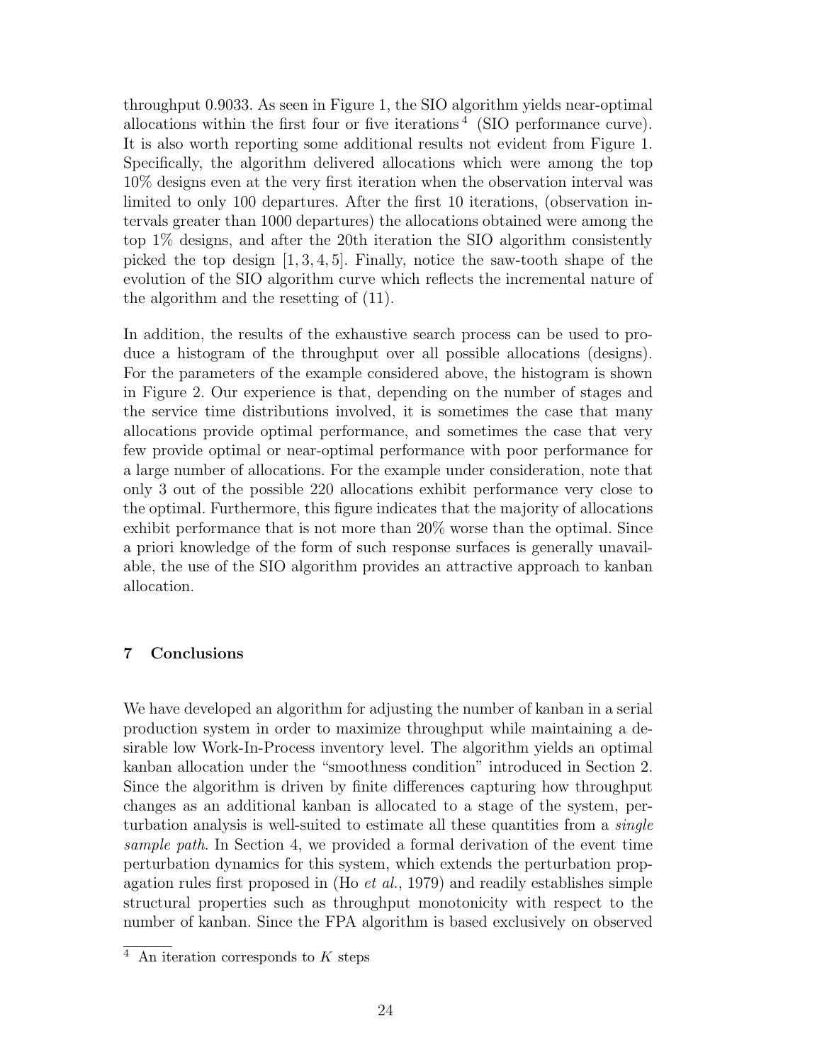throughput 0.9033. As seen in Figure 1, the SIO algorithm yields near-optimal allocations within the first four or five iterations [4] (SIO performance curve). It is also worth reporting some additional results not evident from Figure 1. Specifically, the algorithm delivered allocations which were among the top 10% designs even at the very first iteration when the observation interval was limited to only 100 departures. After the first 10 iterations, (observation intervals greater than 1000 departures) the allocations obtained were among the top 1% designs, and after the 20th iteration the SIO algorithm consistently picked the top design $[1, 3, 4, 5]$. Finally, notice the saw-tooth shape of the evolution of the SIO algorithm curve which reflects the incremental nature of the algorithm and the resetting of (11).

In addition, the results of the exhaustive search process can be used to produce a histogram of the throughput over all possible allocations (designs). For the parameters of the example considered above, the histogram is shown in Figure 2. Our experience is that, depending on the number of stages and the service time distributions involved, it is sometimes the case that many allocations provide optimal performance, and sometimes the case that very few provide optimal or near-optimal performance with poor performance for a large number of allocations. For the example under consideration, note that only 3 out of the possible 220 allocations exhibit performance very close to the optimal. Furthermore, this figure indicates that the majority of allocations exhibit performance that is not more than 20% worse than the optimal. Since a priori knowledge of the form of such response surfaces is generally unavailable, the use of the SIO algorithm provides an attractive approach to kanban allocation.

## 7 Conclusions

We have developed an algorithm for adjusting the number of kanban in a serial production system in order to maximize throughput while maintaining a desirable low Work-In-Process inventory level. The algorithm yields an optimal kanban allocation under the "smoothness condition" introduced in Section 2. Since the algorithm is driven by finite differences capturing how throughput changes as an additional kanban is allocated to a stage of the system, perturbation analysis is well-suited to estimate all these quantities from a *single sample path*. In Section 4, we provided a formal derivation of the event time perturbation dynamics for this system, which extends the perturbation propagation rules first proposed in (Ho *et al.*, 1979) and readily establishes simple structural properties such as throughput monotonicity with respect to the number of kanban. Since the FPA algorithm is based exclusively on observed

[4] An iteration corresponds to $K$ steps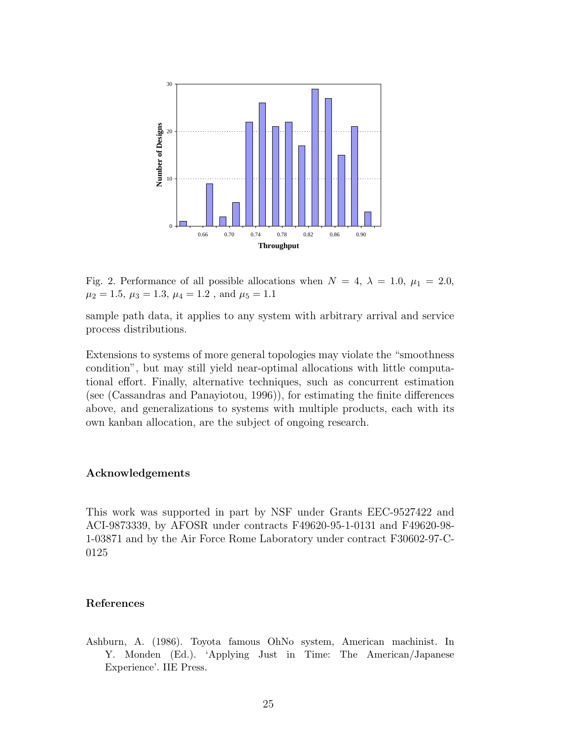Fig. 2. Performance of all possible allocations when $N = 4$, $\lambda = 1.0$, $\mu_1 = 2.0$, $\mu_2 = 1.5$, $\mu_3 = 1.3$, $\mu_4 = 1.2$ , and $\mu_5 = 1.1$

sample path data, it applies to any system with arbitrary arrival and service process distributions.

Extensions to systems of more general topologies may violate the "smoothness condition", but may still yield near-optimal allocations with little computational effort. Finally, alternative techniques, such as concurrent estimation (see (Cassandras and Panayiotou, 1996)), for estimating the finite differences above, and generalizations to systems with multiple products, each with its own kanban allocation, are the subject of ongoing research.

## Acknowledgements

This work was supported in part by NSF under Grants EEC-9527422 and ACI-9873339, by AFOSR under contracts F49620-95-1-0131 and F49620-98-1-03871 and by the Air Force Rome Laboratory under contract F30602-97-C-0125

## References

Ashburn, A. (1986). Toyota famous OhNo system, American machinist. In Y. Monden (Ed.). 'Applying Just in Time: The American/Japanese Experience'. IIE Press.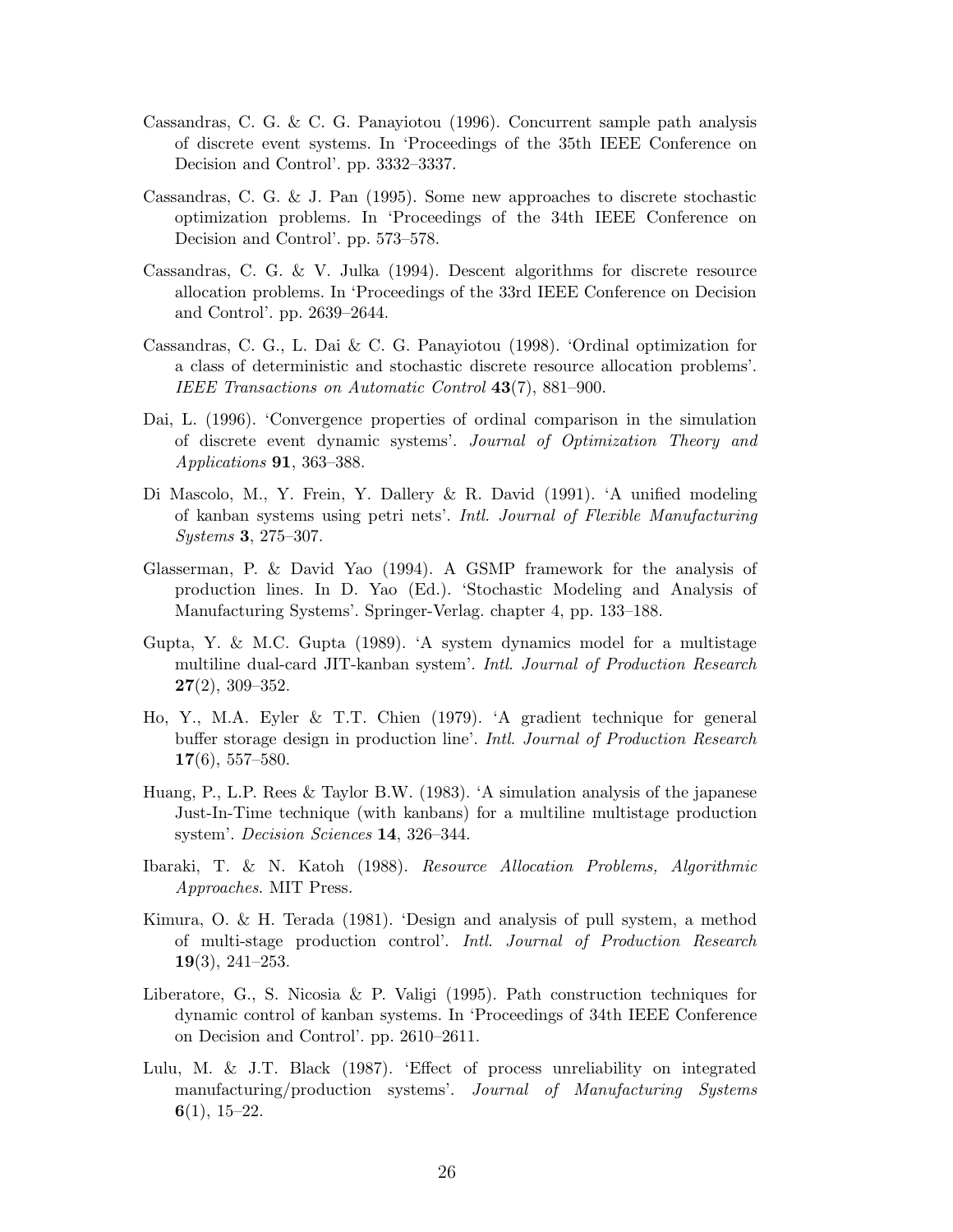Cassandras, C. G. & C. G. Panayiotou (1996). Concurrent sample path analysis of discrete event systems. In 'Proceedings of the 35th IEEE Conference on Decision and Control'. pp. 3332–3337.

Cassandras, C. G. & J. Pan (1995). Some new approaches to discrete stochastic optimization problems. In 'Proceedings of the 34th IEEE Conference on Decision and Control'. pp. 573–578.

Cassandras, C. G. & V. Julka (1994). Descent algorithms for discrete resource allocation problems. In 'Proceedings of the 33rd IEEE Conference on Decision and Control'. pp. 2639–2644.

Cassandras, C. G., L. Dai & C. G. Panayiotou (1998). 'Ordinal optimization for a class of deterministic and stochastic discrete resource allocation problems'. *IEEE Transactions on Automatic Control* **43**(7), 881–900.

Dai, L. (1996). 'Convergence properties of ordinal comparison in the simulation of discrete event dynamic systems'. *Journal of Optimization Theory and Applications* **91**, 363–388.

Di Mascolo, M., Y. Frein, Y. Dallery & R. David (1991). 'A unified modeling of kanban systems using petri nets'. *Intl. Journal of Flexible Manufacturing Systems* **3**, 275–307.

Glasserman, P. & David Yao (1994). A GSMP framework for the analysis of production lines. In D. Yao (Ed.). 'Stochastic Modeling and Analysis of Manufacturing Systems'. Springer-Verlag. chapter 4, pp. 133–188.

Gupta, Y. & M.C. Gupta (1989). 'A system dynamics model for a multistage multiline dual-card JIT-kanban system'. *Intl. Journal of Production Research* **27**(2), 309–352.

Ho, Y., M.A. Eyler & T.T. Chien (1979). 'A gradient technique for general buffer storage design in production line'. *Intl. Journal of Production Research* **17**(6), 557–580.

Huang, P., L.P. Rees & Taylor B.W. (1983). 'A simulation analysis of the japanese Just-In-Time technique (with kanbans) for a multiline multistage production system'. *Decision Sciences* **14**, 326–344.

Ibaraki, T. & N. Katoh (1988). *Resource Allocation Problems, Algorithmic Approaches*. MIT Press.

Kimura, O. & H. Terada (1981). 'Design and analysis of pull system, a method of multi-stage production control'. *Intl. Journal of Production Research* **19**(3), 241–253.

Liberatore, G., S. Nicosia & P. Valigi (1995). Path construction techniques for dynamic control of kanban systems. In 'Proceedings of 34th IEEE Conference on Decision and Control'. pp. 2610–2611.

Lulu, M. & J.T. Black (1987). 'Effect of process unreliability on integrated manufacturing/production systems'. *Journal of Manufacturing Systems* **6**(1), 15–22.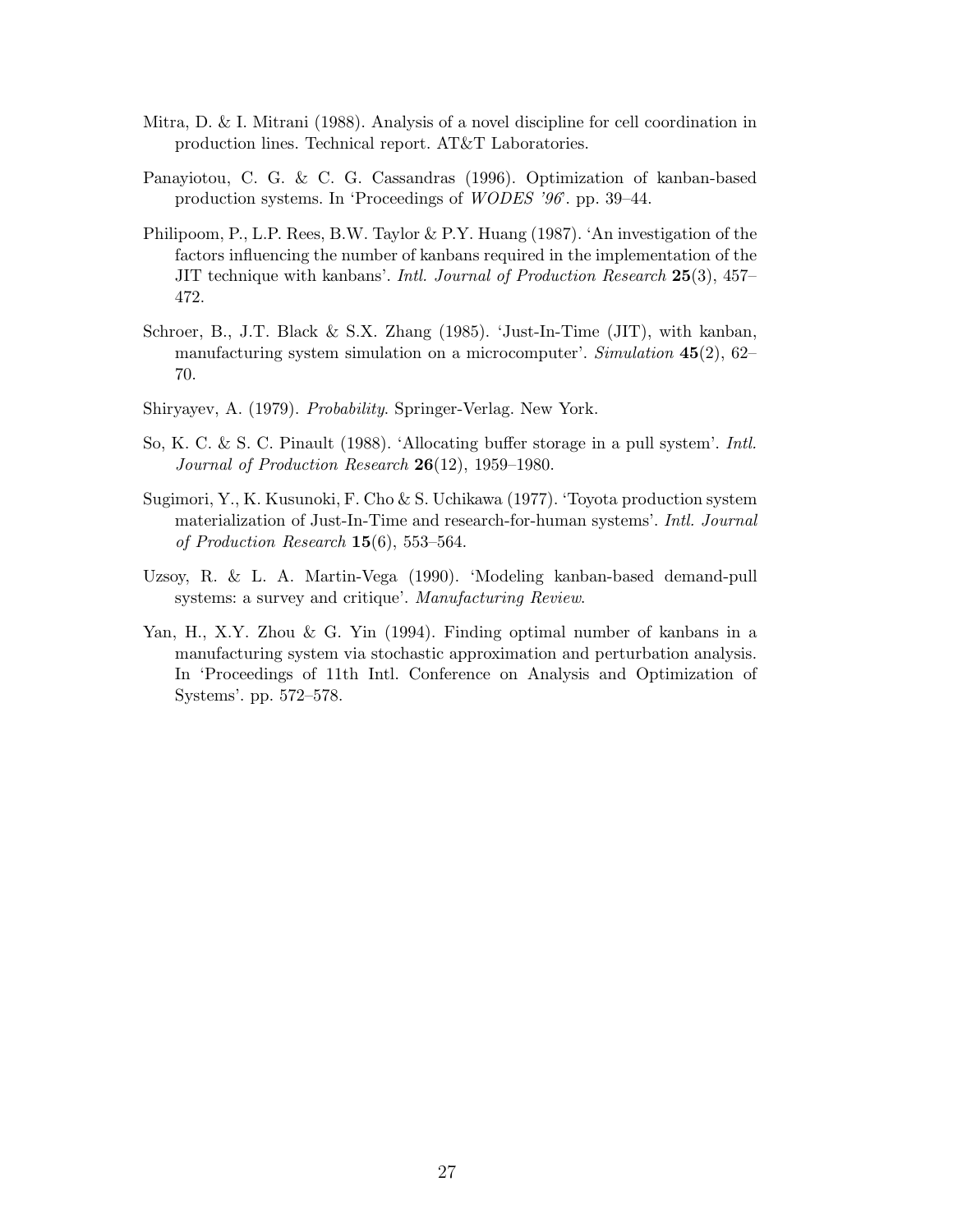Mitra, D. & I. Mitrani (1988). Analysis of a novel discipline for cell coordination in production lines. Technical report. AT&T Laboratories.

Panayiotou, C. G. & C. G. Cassandras (1996). Optimization of kanban-based production systems. In 'Proceedings of *WODES '96*'. pp. 39–44.

Philipoom, P., L.P. Rees, B.W. Taylor & P.Y. Huang (1987). 'An investigation of the factors influencing the number of kanbans required in the implementation of the JIT technique with kanbans'. *Intl. Journal of Production Research* **25**(3), 457–472.

Schroer, B., J.T. Black & S.X. Zhang (1985). 'Just-In-Time (JIT), with kanban, manufacturing system simulation on a microcomputer'. *Simulation* **45**(2), 62–70.

Shiryayev, A. (1979). *Probability*. Springer-Verlag. New York.

So, K. C. & S. C. Pinault (1988). 'Allocating buffer storage in a pull system'. *Intl. Journal of Production Research* **26**(12), 1959–1980.

Sugimori, Y., K. Kusunoki, F. Cho & S. Uchikawa (1977). 'Toyota production system materialization of Just-In-Time and research-for-human systems'. *Intl. Journal of Production Research* **15**(6), 553–564.

Uzsoy, R. & L. A. Martin-Vega (1990). 'Modeling kanban-based demand-pull systems: a survey and critique'. *Manufacturing Review*.

Yan, H., X.Y. Zhou & G. Yin (1994). Finding optimal number of kanbans in a manufacturing system via stochastic approximation and perturbation analysis. In 'Proceedings of 11th Intl. Conference on Analysis and Optimization of Systems'. pp. 572–578.